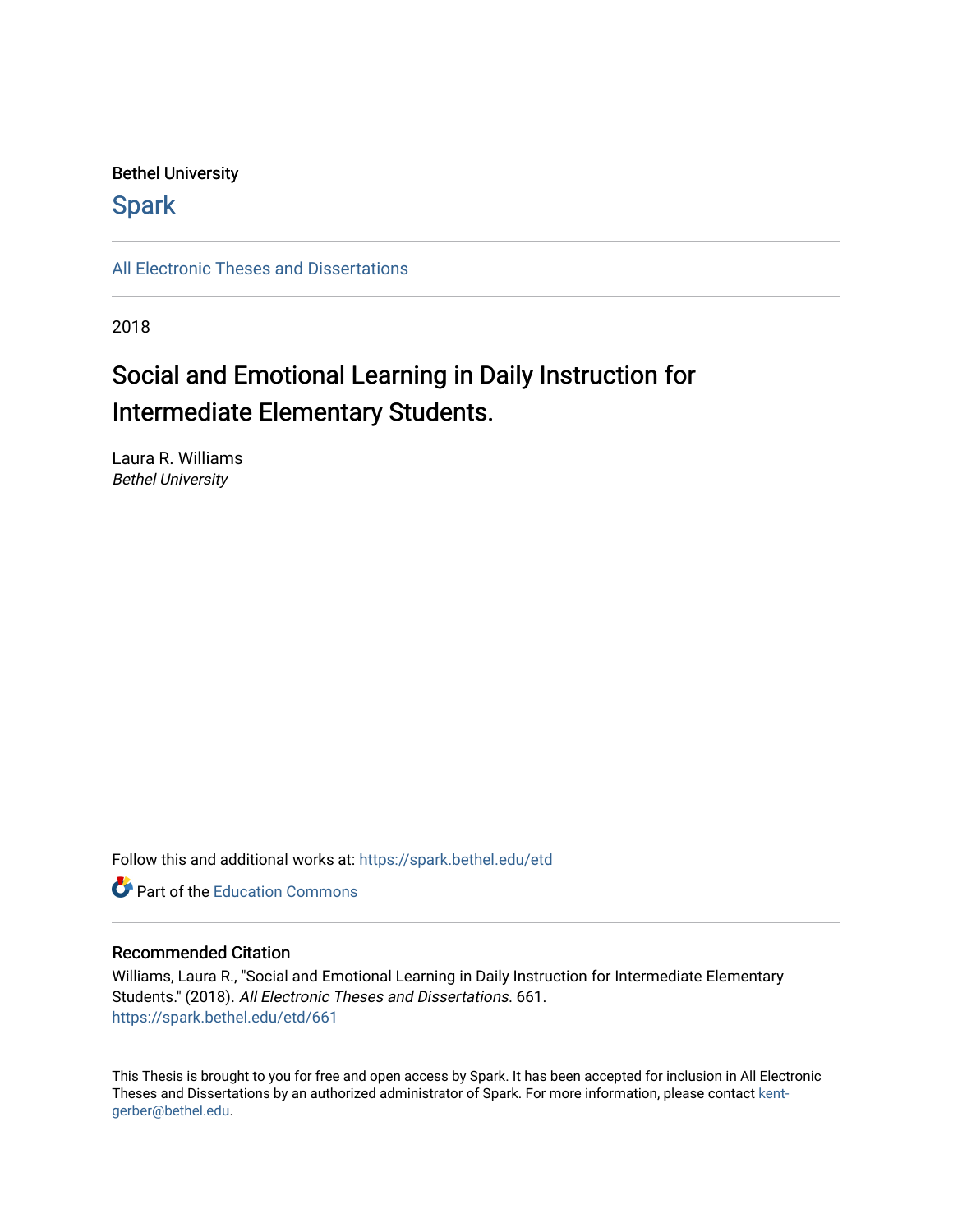Bethel University

## Spark

All Electronic Theses and Dissertations

2018

# Social and Emotional Learning in Daily Instruction for Intermediate Elementary Students.

Laura R. Williams
*Bethel University*

Follow this and additional works at: https://spark.bethel.edu/etd

Part of the Education Commons

### Recommended Citation

Williams, Laura R., "Social and Emotional Learning in Daily Instruction for Intermediate Elementary Students." (2018). *All Electronic Theses and Dissertations*. 661.
https://spark.bethel.edu/etd/661

This Thesis is brought to you for free and open access by Spark. It has been accepted for inclusion in All Electronic Theses and Dissertations by an authorized administrator of Spark. For more information, please contact kent-gerber@bethel.edu.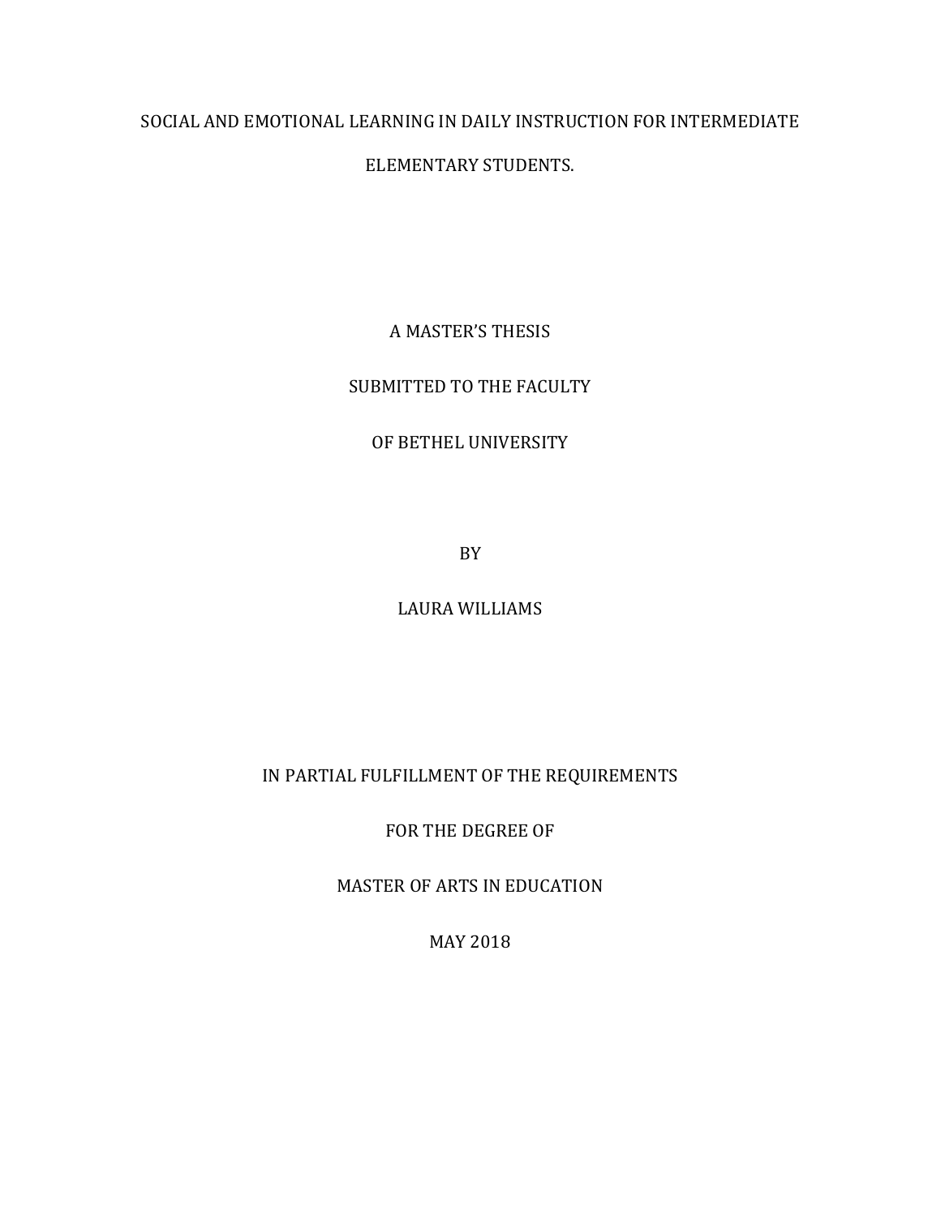SOCIAL AND EMOTIONAL LEARNING IN DAILY INSTRUCTION FOR INTERMEDIATE ELEMENTARY STUDENTS.

A MASTER'S THESIS

SUBMITTED TO THE FACULTY

OF BETHEL UNIVERSITY

BY

LAURA WILLIAMS

IN PARTIAL FULFILLMENT OF THE REQUIREMENTS

FOR THE DEGREE OF

MASTER OF ARTS IN EDUCATION

MAY 2018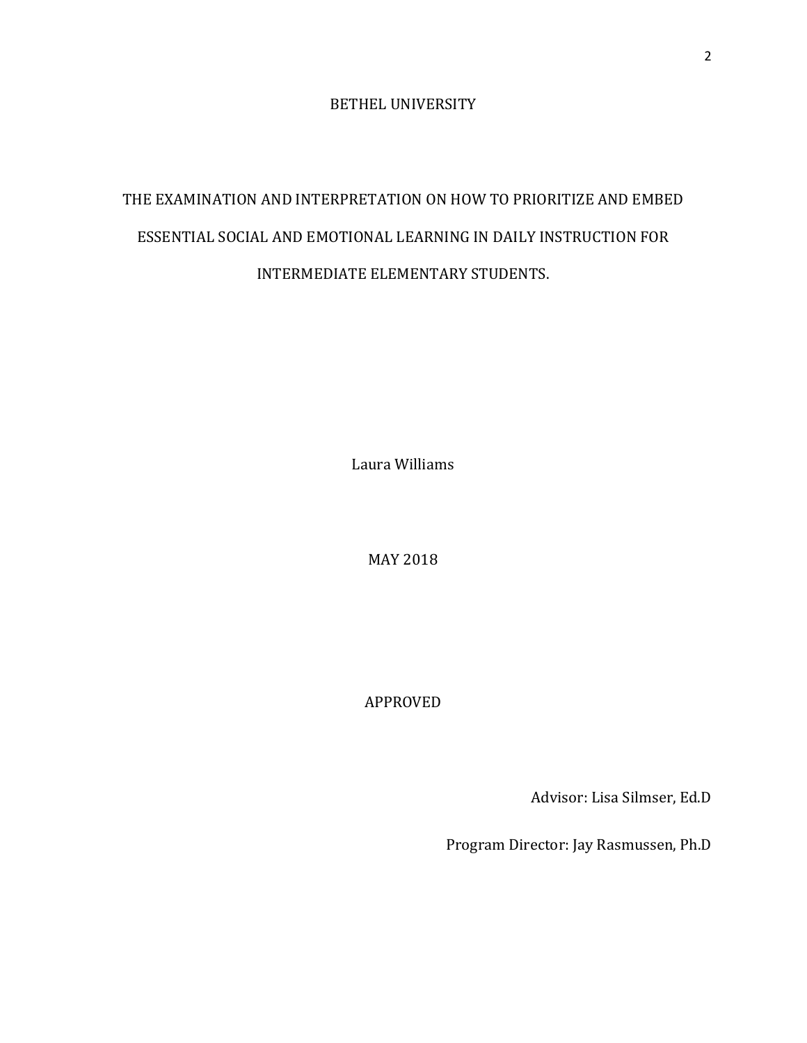BETHEL UNIVERSITY

THE EXAMINATION AND INTERPRETATION ON HOW TO PRIORITIZE AND EMBED ESSENTIAL SOCIAL AND EMOTIONAL LEARNING IN DAILY INSTRUCTION FOR INTERMEDIATE ELEMENTARY STUDENTS.

Laura Williams

MAY 2018

APPROVED

Advisor: Lisa Silmser, Ed.D

Program Director: Jay Rasmussen, Ph.D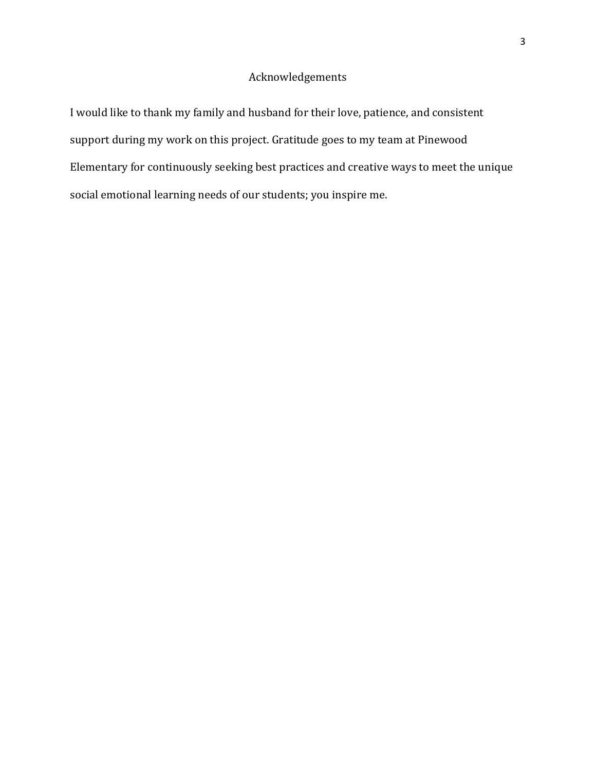# Acknowledgements

I would like to thank my family and husband for their love, patience, and consistent support during my work on this project. Gratitude goes to my team at Pinewood Elementary for continuously seeking best practices and creative ways to meet the unique social emotional learning needs of our students; you inspire me.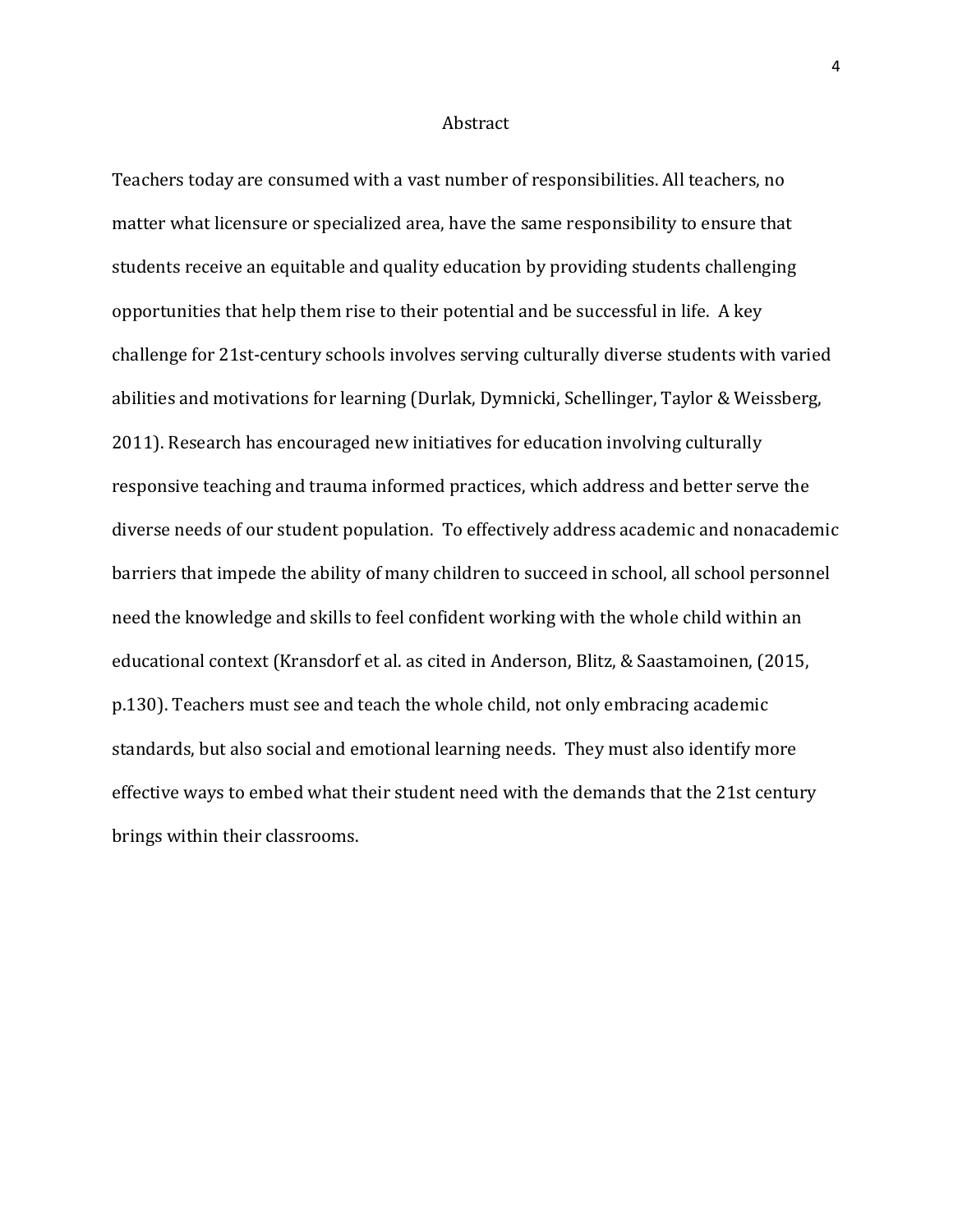# Abstract

Teachers today are consumed with a vast number of responsibilities. All teachers, no matter what licensure or specialized area, have the same responsibility to ensure that students receive an equitable and quality education by providing students challenging opportunities that help them rise to their potential and be successful in life. A key challenge for 21st-century schools involves serving culturally diverse students with varied abilities and motivations for learning (Durlak, Dymnicki, Schellinger, Taylor & Weissberg, 2011). Research has encouraged new initiatives for education involving culturally responsive teaching and trauma informed practices, which address and better serve the diverse needs of our student population. To effectively address academic and nonacademic barriers that impede the ability of many children to succeed in school, all school personnel need the knowledge and skills to feel confident working with the whole child within an educational context (Kransdorf et al. as cited in Anderson, Blitz, & Saastamoinen, (2015, p.130). Teachers must see and teach the whole child, not only embracing academic standards, but also social and emotional learning needs. They must also identify more effective ways to embed what their student need with the demands that the 21st century brings within their classrooms.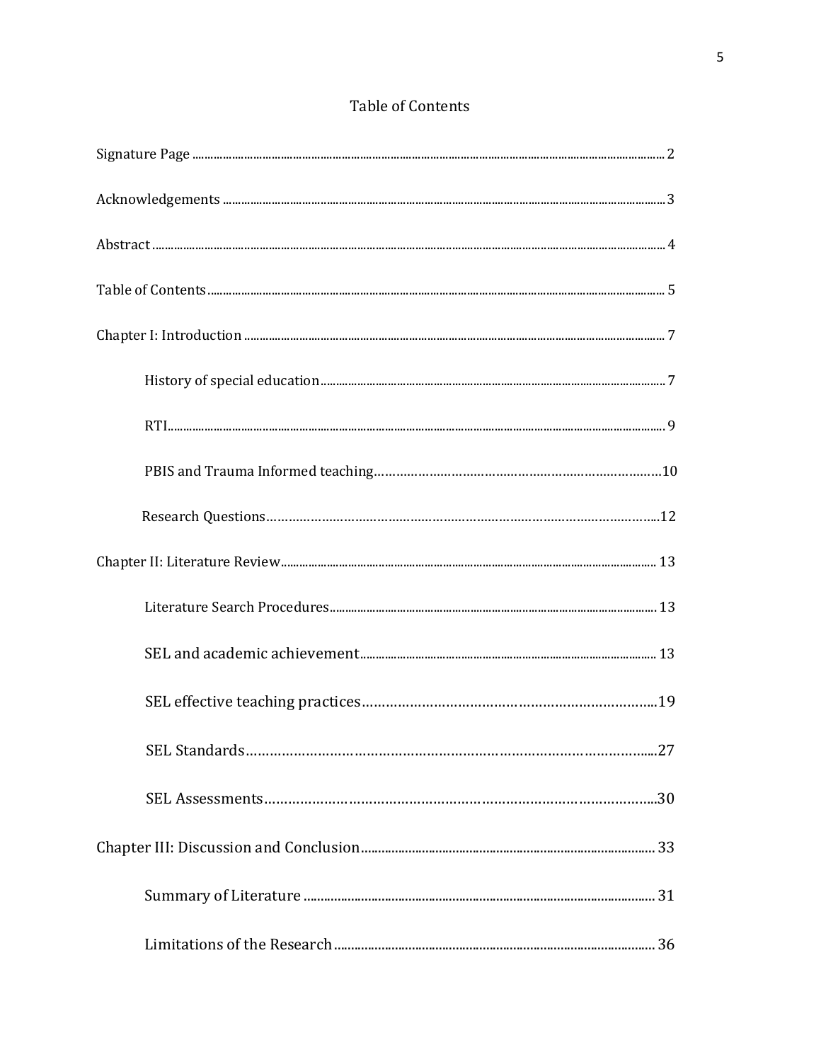# Table of Contents

Signature Page ........................................................................................................ 2

Acknowledgements .................................................................................................. 3

Abstract .................................................................................................................. 4

Table of Contents ..................................................................................................... 5

Chapter I: Introduction ............................................................................................ 7

- History of special education ................................................................................ 7
- RTI ....................................................................................................................... 9
- PBIS and Trauma Informed teaching ................................................................... 10
- Research Questions ............................................................................................. 12

Chapter II: Literature Review .................................................................................. 13

- Literature Search Procedures ............................................................................... 13
- SEL and academic achievement .......................................................................... 13
- SEL effective teaching practices .......................................................................... 19
- SEL Standards ..................................................................................................... 27
- SEL Assessments ................................................................................................. 30

Chapter III: Discussion and Conclusion .................................................................. 33

- Summary of Literature ........................................................................................ 31
- Limitations of the Research ................................................................................ 36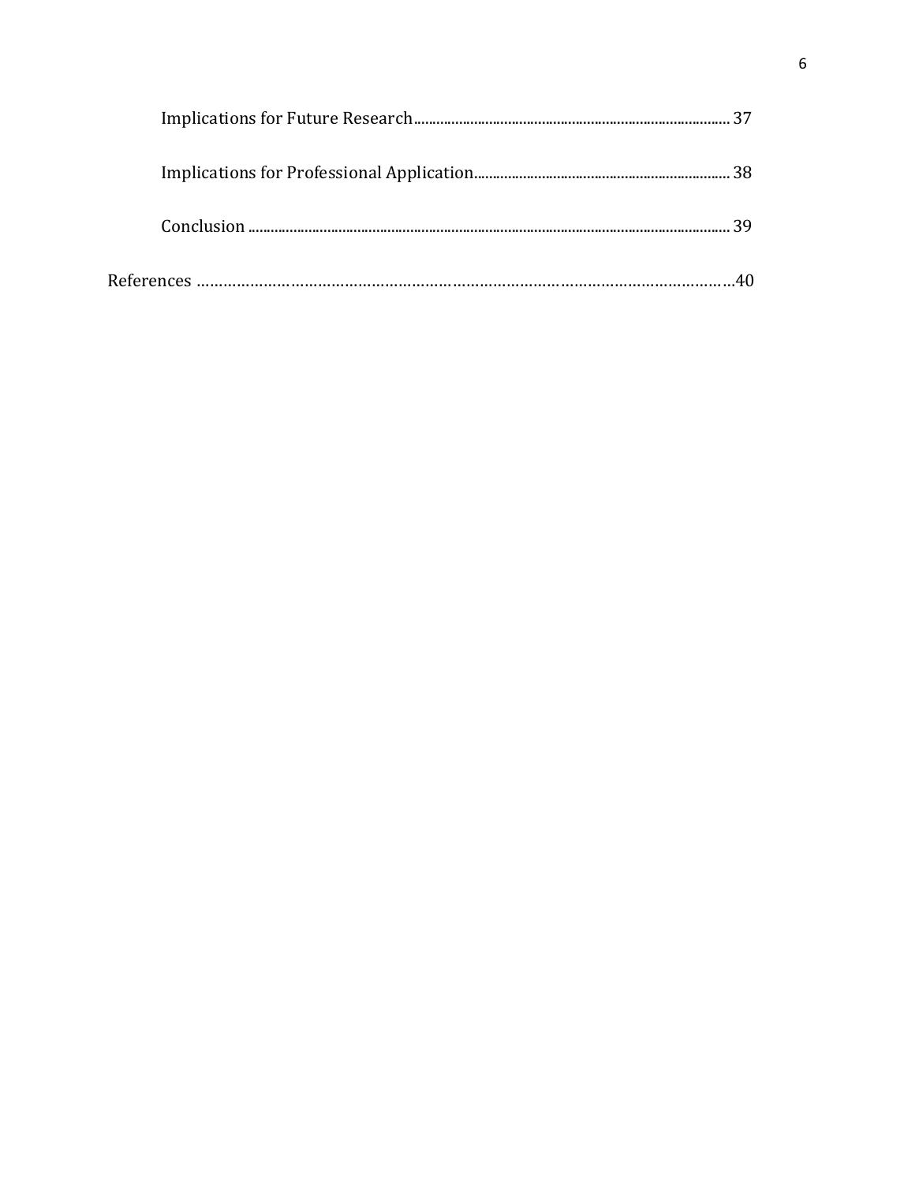Implications for Future Research ........................................................................................ 37

Implications for Professional Application .................................................................... 38

Conclusion .............................................................................................................................. 39

References ……………………………………………………………………………………………40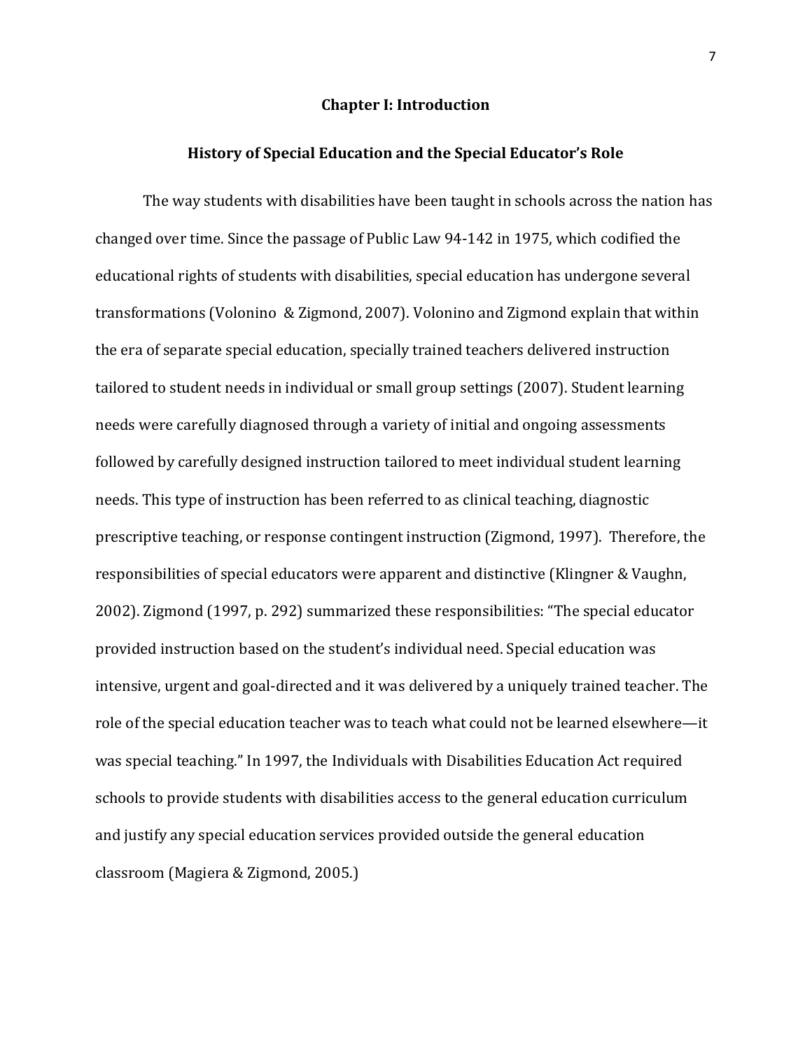# Chapter I: Introduction

## History of Special Education and the Special Educator's Role

The way students with disabilities have been taught in schools across the nation has changed over time. Since the passage of Public Law 94-142 in 1975, which codified the educational rights of students with disabilities, special education has undergone several transformations (Volonino & Zigmond, 2007). Volonino and Zigmond explain that within the era of separate special education, specially trained teachers delivered instruction tailored to student needs in individual or small group settings (2007). Student learning needs were carefully diagnosed through a variety of initial and ongoing assessments followed by carefully designed instruction tailored to meet individual student learning needs. This type of instruction has been referred to as clinical teaching, diagnostic prescriptive teaching, or response contingent instruction (Zigmond, 1997). Therefore, the responsibilities of special educators were apparent and distinctive (Klingner & Vaughn, 2002). Zigmond (1997, p. 292) summarized these responsibilities: "The special educator provided instruction based on the student's individual need. Special education was intensive, urgent and goal-directed and it was delivered by a uniquely trained teacher. The role of the special education teacher was to teach what could not be learned elsewhere—it was special teaching." In 1997, the Individuals with Disabilities Education Act required schools to provide students with disabilities access to the general education curriculum and justify any special education services provided outside the general education classroom (Magiera & Zigmond, 2005.)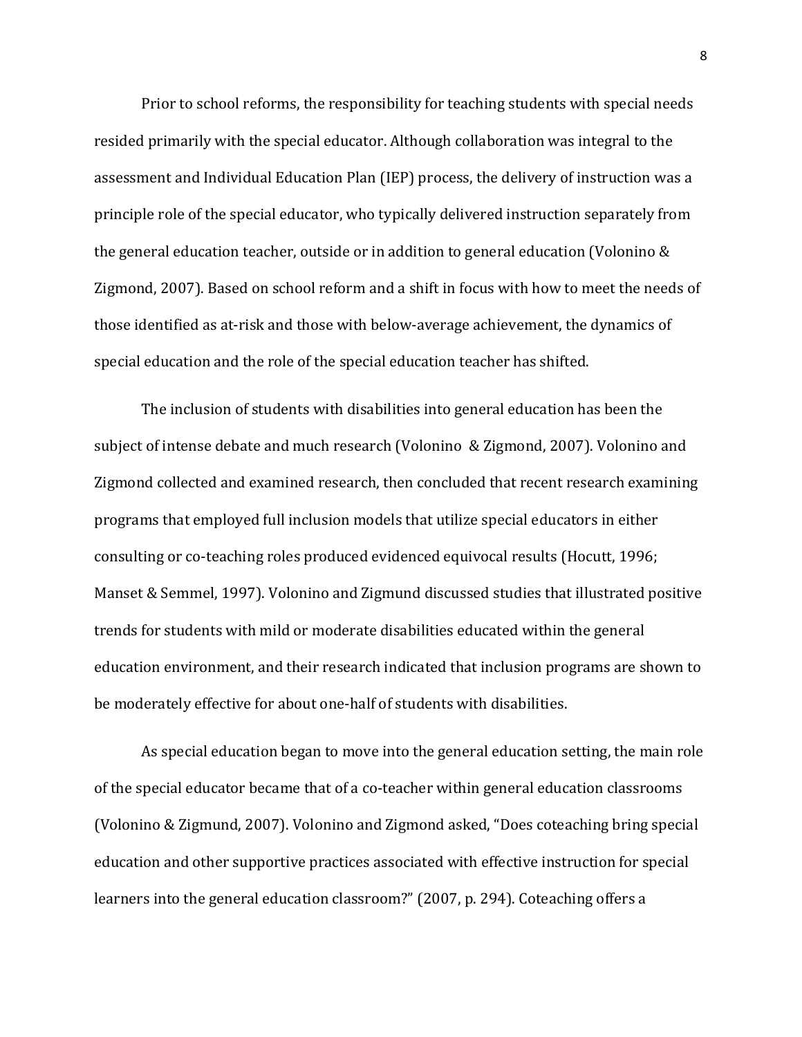Prior to school reforms, the responsibility for teaching students with special needs resided primarily with the special educator. Although collaboration was integral to the assessment and Individual Education Plan (IEP) process, the delivery of instruction was a principle role of the special educator, who typically delivered instruction separately from the general education teacher, outside or in addition to general education (Volonino & Zigmond, 2007). Based on school reform and a shift in focus with how to meet the needs of those identified as at-risk and those with below-average achievement, the dynamics of special education and the role of the special education teacher has shifted.

The inclusion of students with disabilities into general education has been the subject of intense debate and much research (Volonino  & Zigmond, 2007). Volonino and Zigmond collected and examined research, then concluded that recent research examining programs that employed full inclusion models that utilize special educators in either consulting or co-teaching roles produced evidenced equivocal results (Hocutt, 1996; Manset & Semmel, 1997). Volonino and Zigmund discussed studies that illustrated positive trends for students with mild or moderate disabilities educated within the general education environment, and their research indicated that inclusion programs are shown to be moderately effective for about one-half of students with disabilities.

As special education began to move into the general education setting, the main role of the special educator became that of a co-teacher within general education classrooms (Volonino & Zigmund, 2007). Volonino and Zigmond asked, “Does coteaching bring special education and other supportive practices associated with effective instruction for special learners into the general education classroom?” (2007, p. 294). Coteaching offers a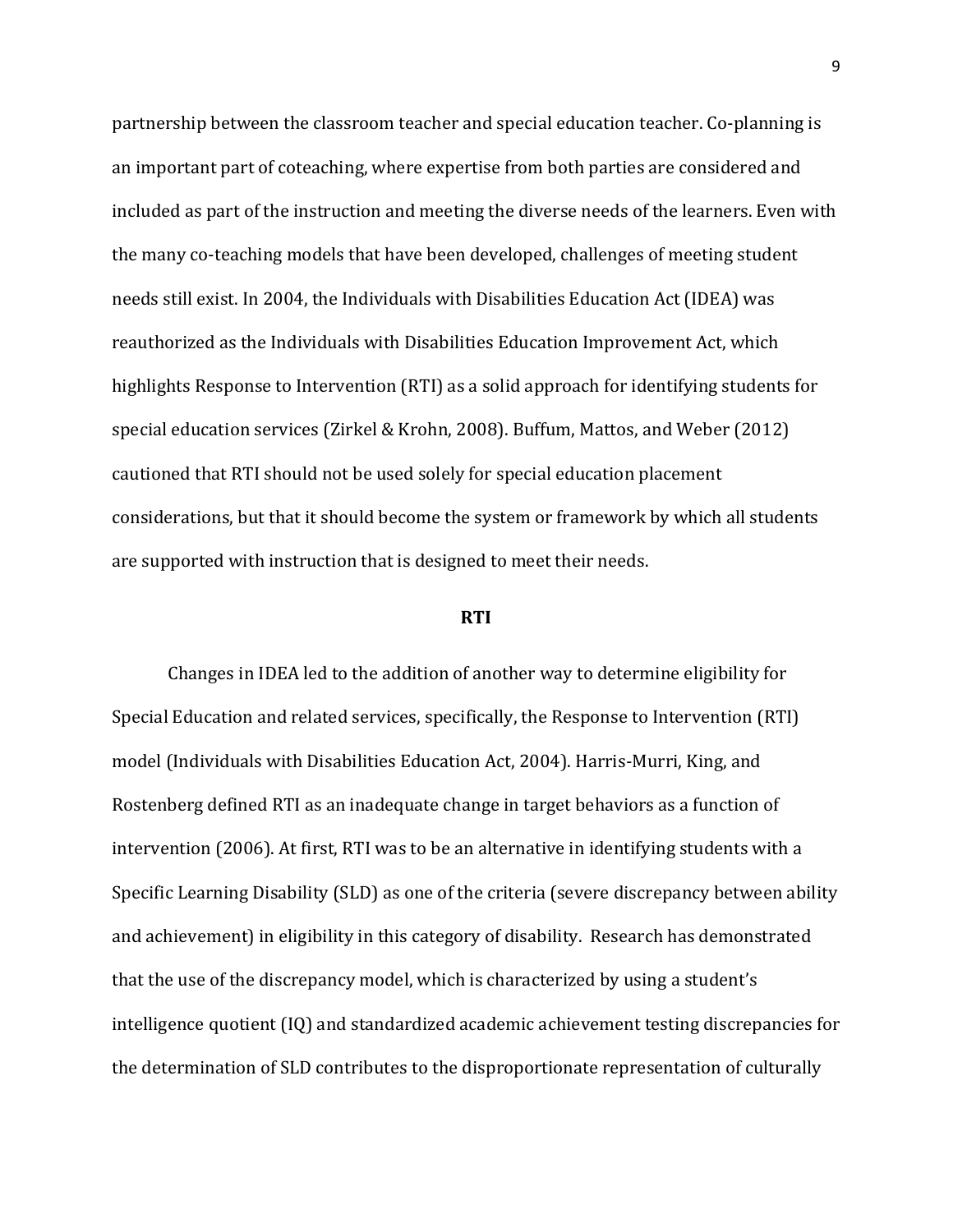partnership between the classroom teacher and special education teacher. Co-planning is an important part of coteaching, where expertise from both parties are considered and included as part of the instruction and meeting the diverse needs of the learners. Even with the many co-teaching models that have been developed, challenges of meeting student needs still exist. In 2004, the Individuals with Disabilities Education Act (IDEA) was reauthorized as the Individuals with Disabilities Education Improvement Act, which highlights Response to Intervention (RTI) as a solid approach for identifying students for special education services (Zirkel & Krohn, 2008). Buffum, Mattos, and Weber (2012) cautioned that RTI should not be used solely for special education placement considerations, but that it should become the system or framework by which all students are supported with instruction that is designed to meet their needs.

## RTI

Changes in IDEA led to the addition of another way to determine eligibility for Special Education and related services, specifically, the Response to Intervention (RTI) model (Individuals with Disabilities Education Act, 2004). Harris-Murri, King, and Rostenberg defined RTI as an inadequate change in target behaviors as a function of intervention (2006). At first, RTI was to be an alternative in identifying students with a Specific Learning Disability (SLD) as one of the criteria (severe discrepancy between ability and achievement) in eligibility in this category of disability. Research has demonstrated that the use of the discrepancy model, which is characterized by using a student's intelligence quotient (IQ) and standardized academic achievement testing discrepancies for the determination of SLD contributes to the disproportionate representation of culturally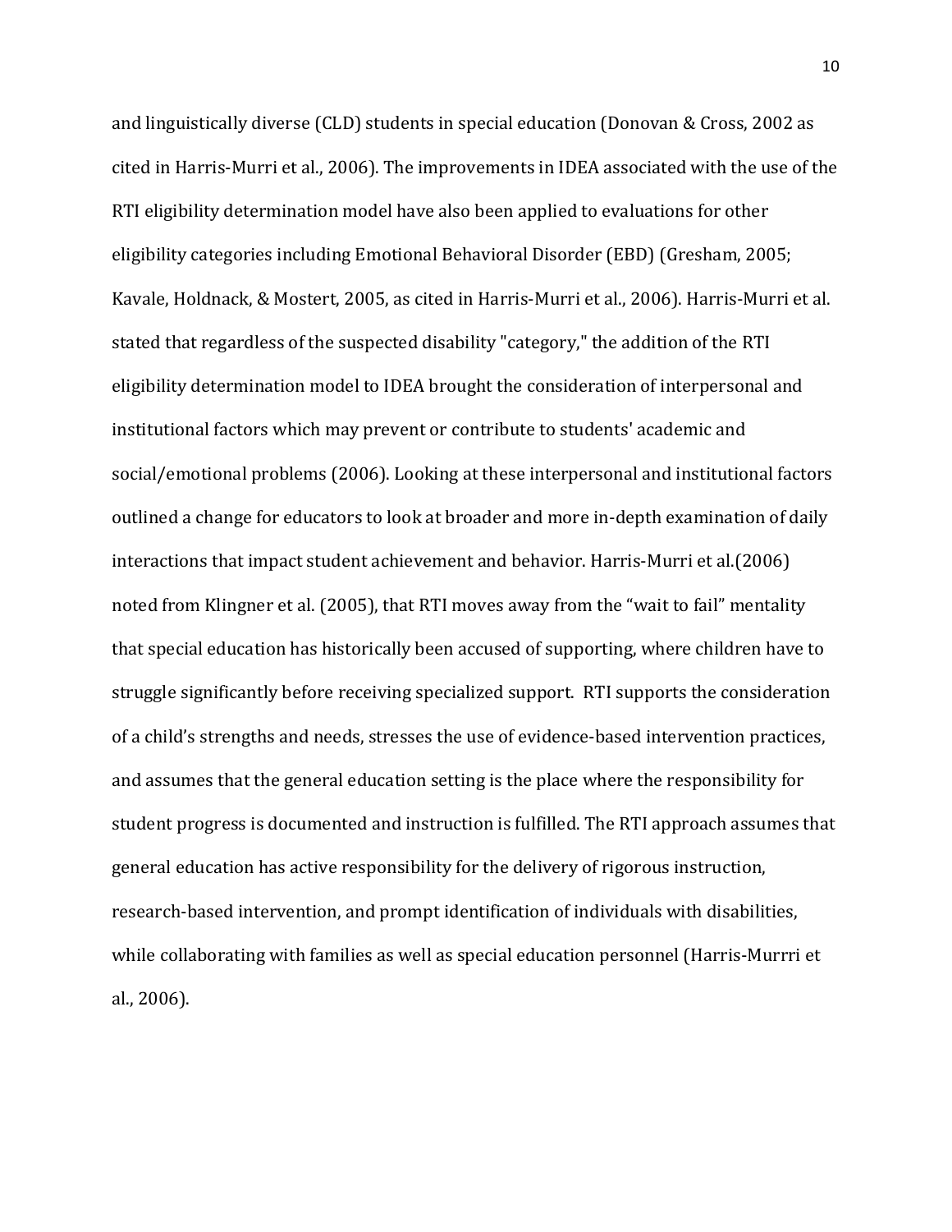and linguistically diverse (CLD) students in special education (Donovan & Cross, 2002 as cited in Harris-Murri et al., 2006). The improvements in IDEA associated with the use of the RTI eligibility determination model have also been applied to evaluations for other eligibility categories including Emotional Behavioral Disorder (EBD) (Gresham, 2005; Kavale, Holdnack, & Mostert, 2005, as cited in Harris-Murri et al., 2006). Harris-Murri et al. stated that regardless of the suspected disability "category," the addition of the RTI eligibility determination model to IDEA brought the consideration of interpersonal and institutional factors which may prevent or contribute to students' academic and social/emotional problems (2006). Looking at these interpersonal and institutional factors outlined a change for educators to look at broader and more in-depth examination of daily interactions that impact student achievement and behavior. Harris-Murri et al.(2006) noted from Klingner et al. (2005), that RTI moves away from the "wait to fail" mentality that special education has historically been accused of supporting, where children have to struggle significantly before receiving specialized support. RTI supports the consideration of a child's strengths and needs, stresses the use of evidence-based intervention practices, and assumes that the general education setting is the place where the responsibility for student progress is documented and instruction is fulfilled. The RTI approach assumes that general education has active responsibility for the delivery of rigorous instruction, research-based intervention, and prompt identification of individuals with disabilities, while collaborating with families as well as special education personnel (Harris-Murrri et al., 2006).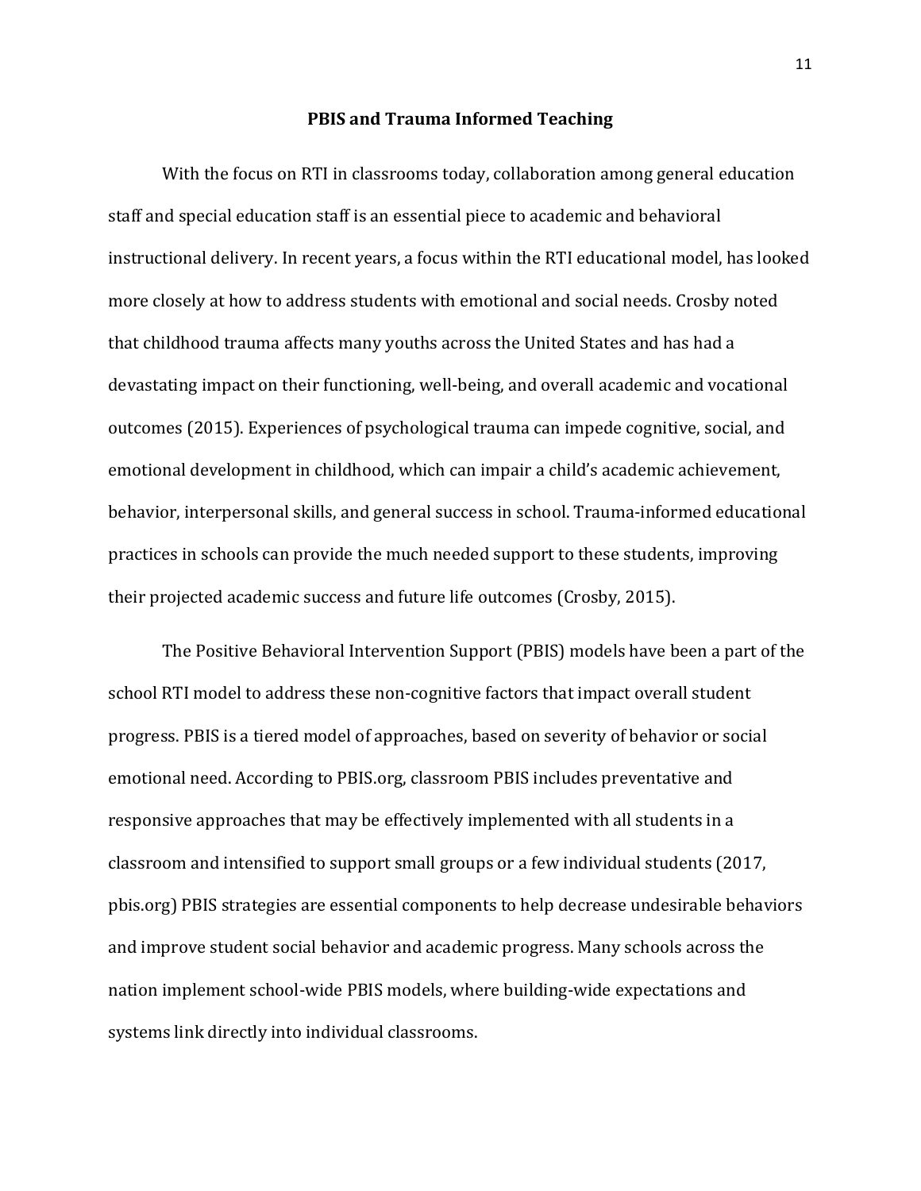## PBIS and Trauma Informed Teaching

With the focus on RTI in classrooms today, collaboration among general education staff and special education staff is an essential piece to academic and behavioral instructional delivery. In recent years, a focus within the RTI educational model, has looked more closely at how to address students with emotional and social needs. Crosby noted that childhood trauma affects many youths across the United States and has had a devastating impact on their functioning, well-being, and overall academic and vocational outcomes (2015). Experiences of psychological trauma can impede cognitive, social, and emotional development in childhood, which can impair a child's academic achievement, behavior, interpersonal skills, and general success in school. Trauma-informed educational practices in schools can provide the much needed support to these students, improving their projected academic success and future life outcomes (Crosby, 2015).

The Positive Behavioral Intervention Support (PBIS) models have been a part of the school RTI model to address these non-cognitive factors that impact overall student progress. PBIS is a tiered model of approaches, based on severity of behavior or social emotional need. According to PBIS.org, classroom PBIS includes preventative and responsive approaches that may be effectively implemented with all students in a classroom and intensified to support small groups or a few individual students (2017, pbis.org) PBIS strategies are essential components to help decrease undesirable behaviors and improve student social behavior and academic progress. Many schools across the nation implement school-wide PBIS models, where building-wide expectations and systems link directly into individual classrooms.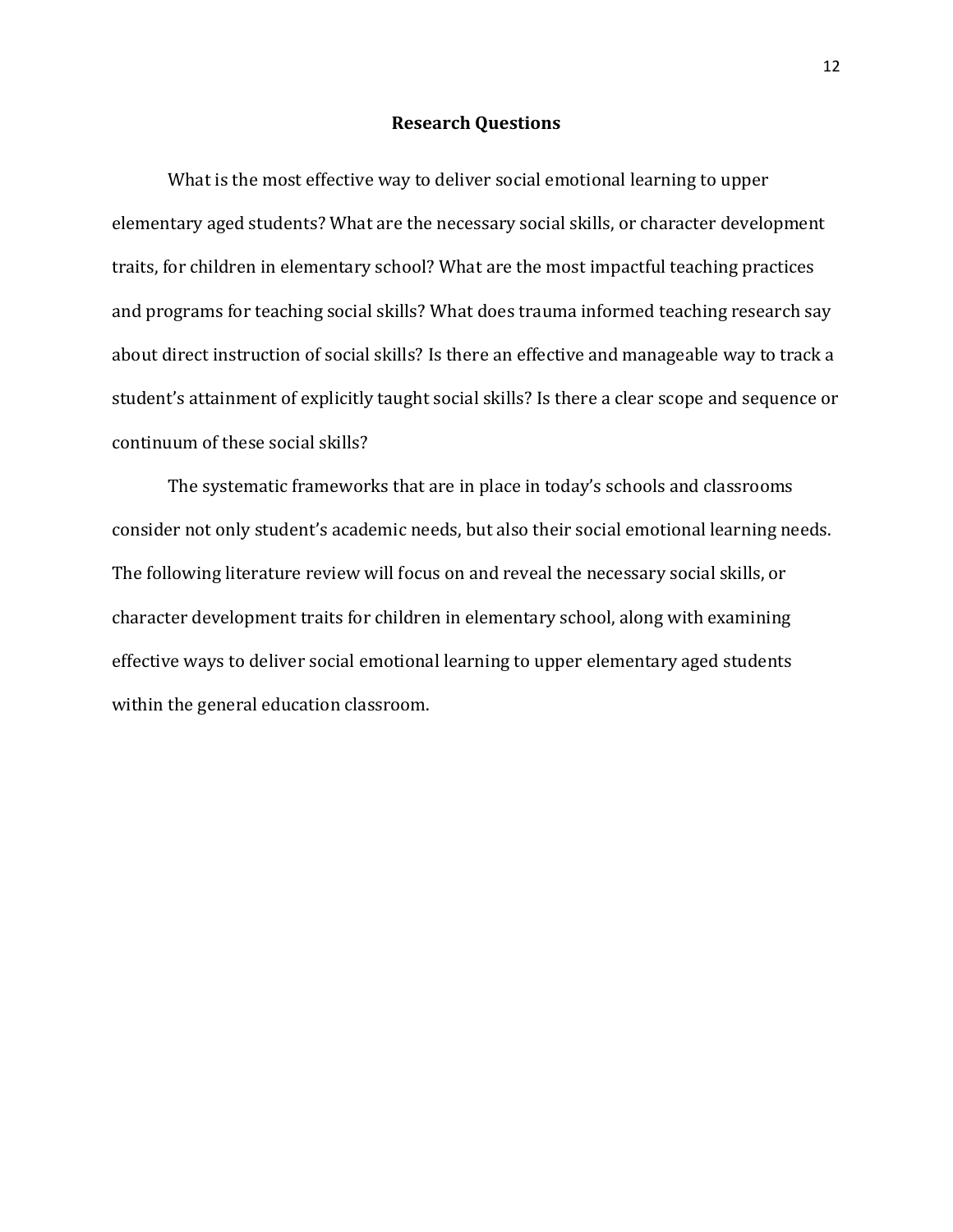## Research Questions

What is the most effective way to deliver social emotional learning to upper elementary aged students? What are the necessary social skills, or character development traits, for children in elementary school? What are the most impactful teaching practices and programs for teaching social skills? What does trauma informed teaching research say about direct instruction of social skills? Is there an effective and manageable way to track a student's attainment of explicitly taught social skills? Is there a clear scope and sequence or continuum of these social skills?

The systematic frameworks that are in place in today's schools and classrooms consider not only student's academic needs, but also their social emotional learning needs. The following literature review will focus on and reveal the necessary social skills, or character development traits for children in elementary school, along with examining effective ways to deliver social emotional learning to upper elementary aged students within the general education classroom.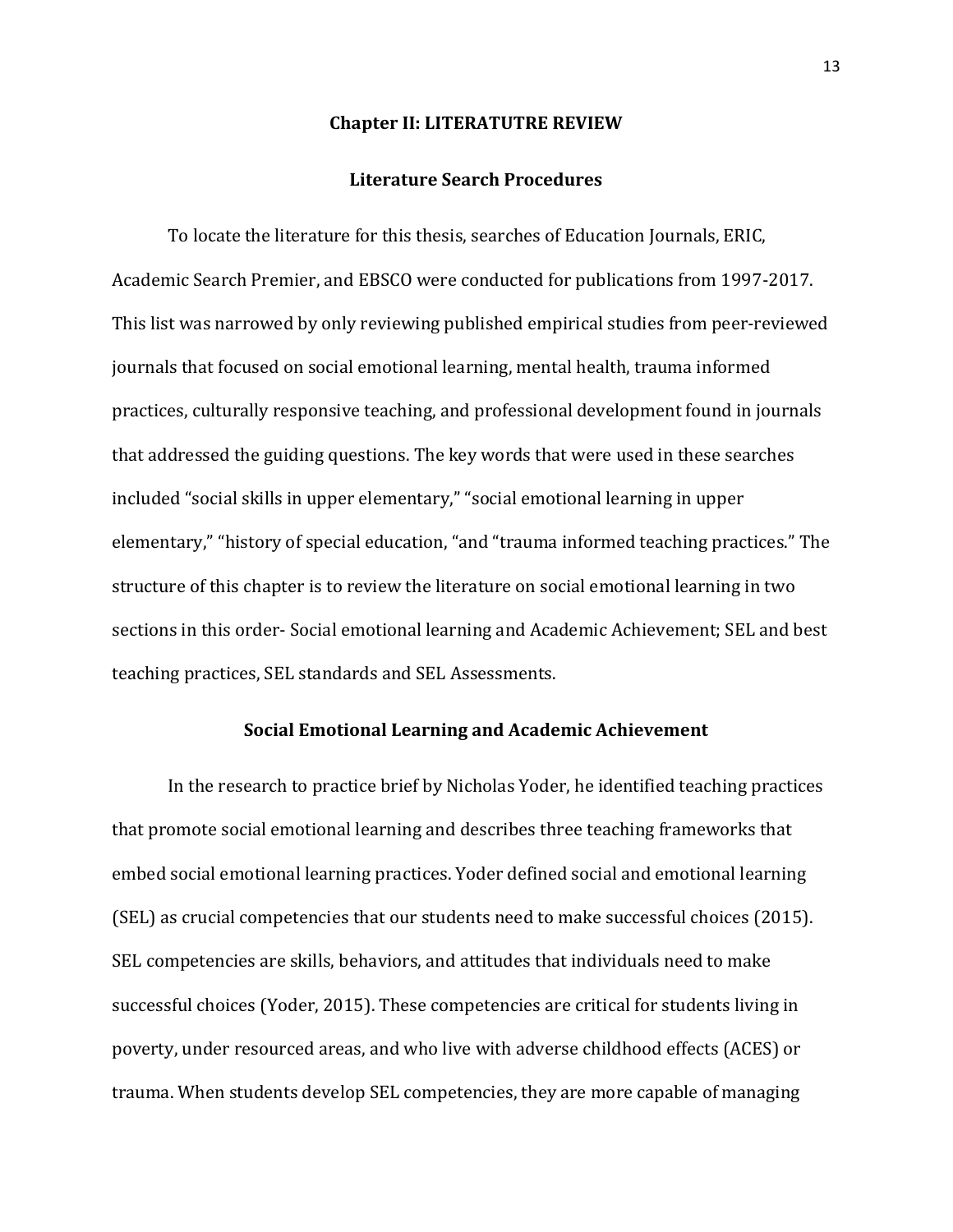## Chapter II: LITERATUTRE REVIEW

### Literature Search Procedures

To locate the literature for this thesis, searches of Education Journals, ERIC, Academic Search Premier, and EBSCO were conducted for publications from 1997-2017. This list was narrowed by only reviewing published empirical studies from peer-reviewed journals that focused on social emotional learning, mental health, trauma informed practices, culturally responsive teaching, and professional development found in journals that addressed the guiding questions. The key words that were used in these searches included "social skills in upper elementary," "social emotional learning in upper elementary," "history of special education, "and "trauma informed teaching practices." The structure of this chapter is to review the literature on social emotional learning in two sections in this order- Social emotional learning and Academic Achievement; SEL and best teaching practices, SEL standards and SEL Assessments.

### Social Emotional Learning and Academic Achievement

In the research to practice brief by Nicholas Yoder, he identified teaching practices that promote social emotional learning and describes three teaching frameworks that embed social emotional learning practices. Yoder defined social and emotional learning (SEL) as crucial competencies that our students need to make successful choices (2015). SEL competencies are skills, behaviors, and attitudes that individuals need to make successful choices (Yoder, 2015). These competencies are critical for students living in poverty, under resourced areas, and who live with adverse childhood effects (ACES) or trauma. When students develop SEL competencies, they are more capable of managing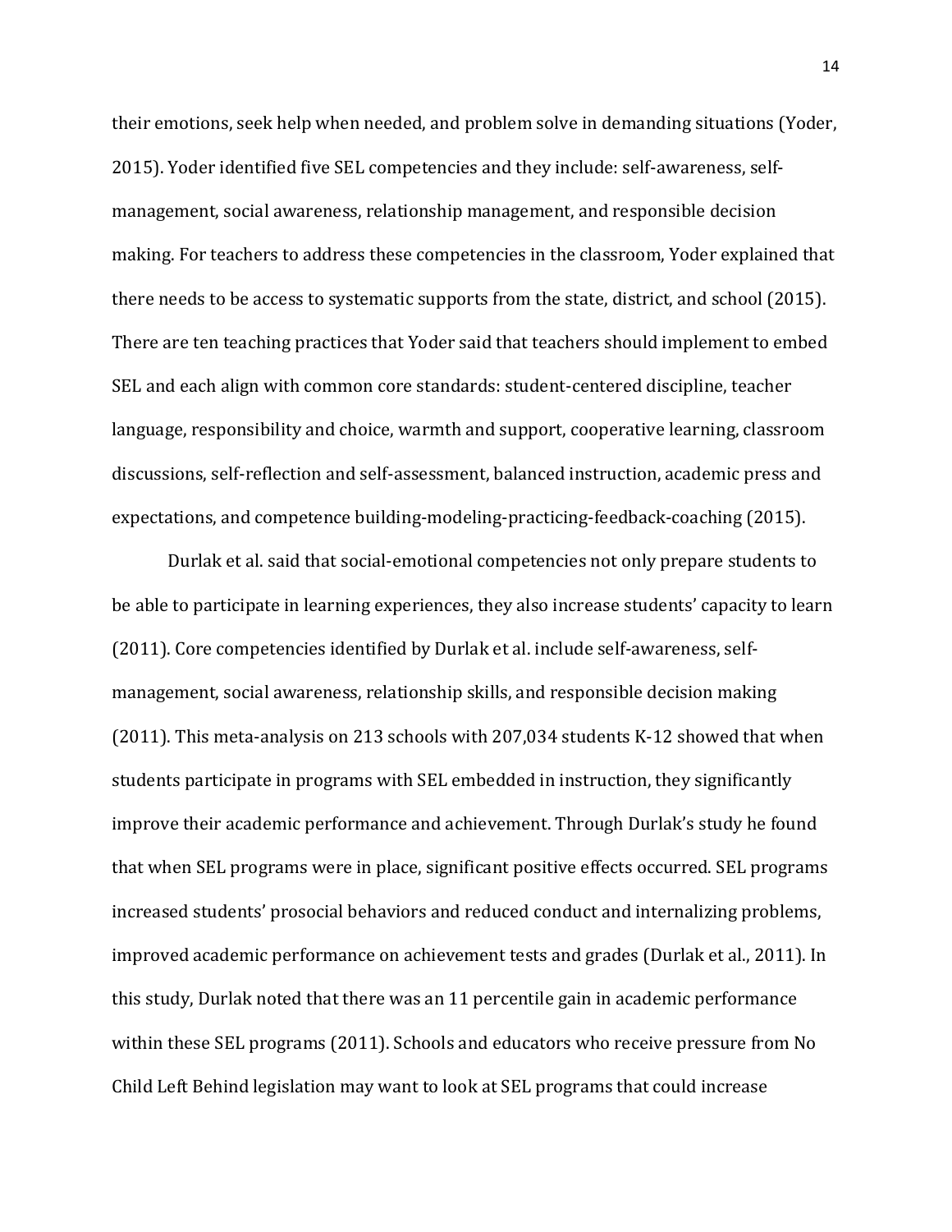their emotions, seek help when needed, and problem solve in demanding situations (Yoder, 2015). Yoder identified five SEL competencies and they include: self-awareness, self-management, social awareness, relationship management, and responsible decision making. For teachers to address these competencies in the classroom, Yoder explained that there needs to be access to systematic supports from the state, district, and school (2015). There are ten teaching practices that Yoder said that teachers should implement to embed SEL and each align with common core standards: student-centered discipline, teacher language, responsibility and choice, warmth and support, cooperative learning, classroom discussions, self-reflection and self-assessment, balanced instruction, academic press and expectations, and competence building-modeling-practicing-feedback-coaching (2015).

Durlak et al. said that social-emotional competencies not only prepare students to be able to participate in learning experiences, they also increase students' capacity to learn (2011). Core competencies identified by Durlak et al. include self-awareness, self-management, social awareness, relationship skills, and responsible decision making (2011). This meta-analysis on 213 schools with 207,034 students K-12 showed that when students participate in programs with SEL embedded in instruction, they significantly improve their academic performance and achievement. Through Durlak's study he found that when SEL programs were in place, significant positive effects occurred. SEL programs increased students' prosocial behaviors and reduced conduct and internalizing problems, improved academic performance on achievement tests and grades (Durlak et al., 2011). In this study, Durlak noted that there was an 11 percentile gain in academic performance within these SEL programs (2011). Schools and educators who receive pressure from No Child Left Behind legislation may want to look at SEL programs that could increase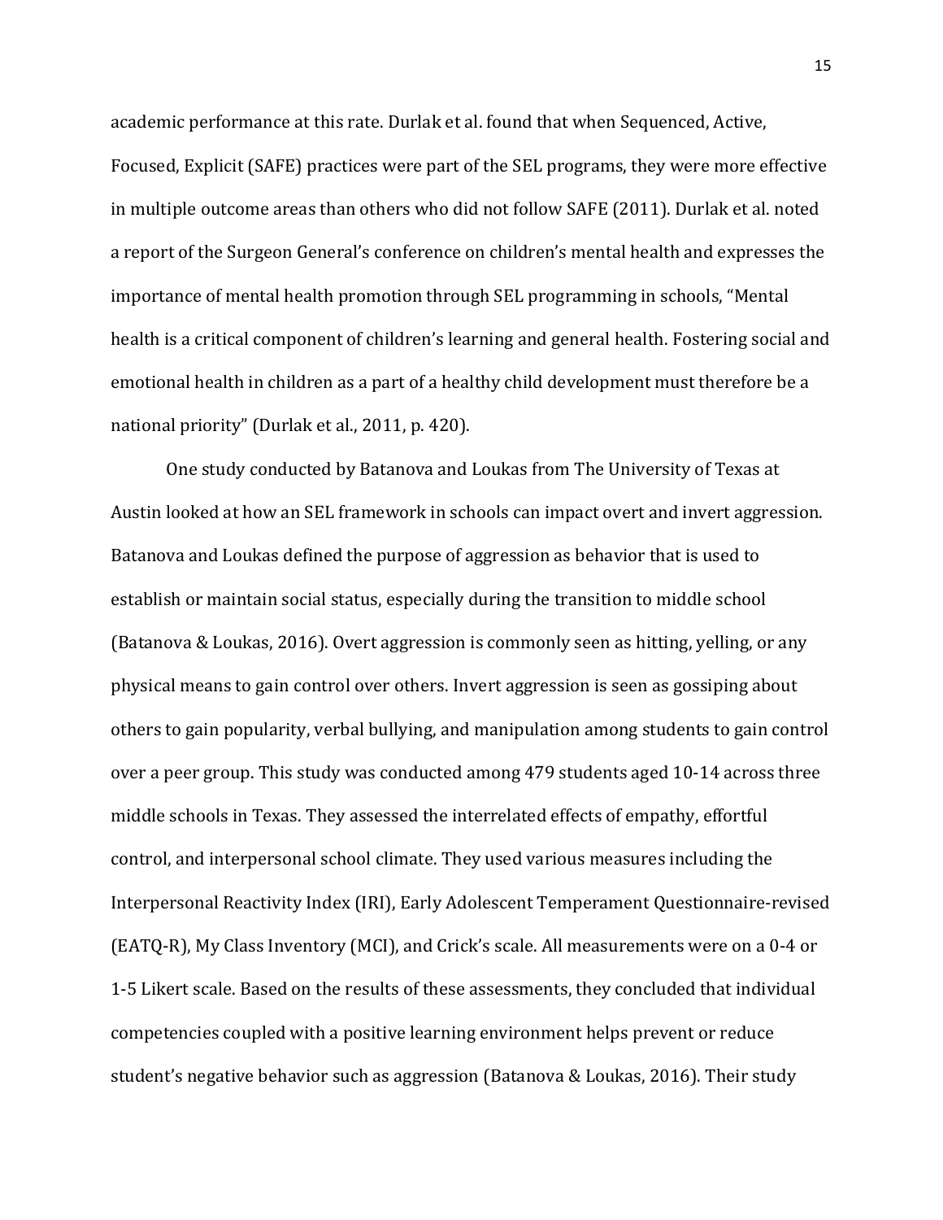academic performance at this rate. Durlak et al. found that when Sequenced, Active, Focused, Explicit (SAFE) practices were part of the SEL programs, they were more effective in multiple outcome areas than others who did not follow SAFE (2011). Durlak et al. noted a report of the Surgeon General's conference on children's mental health and expresses the importance of mental health promotion through SEL programming in schools, "Mental health is a critical component of children's learning and general health. Fostering social and emotional health in children as a part of a healthy child development must therefore be a national priority" (Durlak et al., 2011, p. 420).

One study conducted by Batanova and Loukas from The University of Texas at Austin looked at how an SEL framework in schools can impact overt and invert aggression. Batanova and Loukas defined the purpose of aggression as behavior that is used to establish or maintain social status, especially during the transition to middle school (Batanova & Loukas, 2016). Overt aggression is commonly seen as hitting, yelling, or any physical means to gain control over others. Invert aggression is seen as gossiping about others to gain popularity, verbal bullying, and manipulation among students to gain control over a peer group. This study was conducted among 479 students aged 10-14 across three middle schools in Texas. They assessed the interrelated effects of empathy, effortful control, and interpersonal school climate. They used various measures including the Interpersonal Reactivity Index (IRI), Early Adolescent Temperament Questionnaire-revised (EATQ-R), My Class Inventory (MCI), and Crick's scale. All measurements were on a 0-4 or 1-5 Likert scale. Based on the results of these assessments, they concluded that individual competencies coupled with a positive learning environment helps prevent or reduce student's negative behavior such as aggression (Batanova & Loukas, 2016). Their study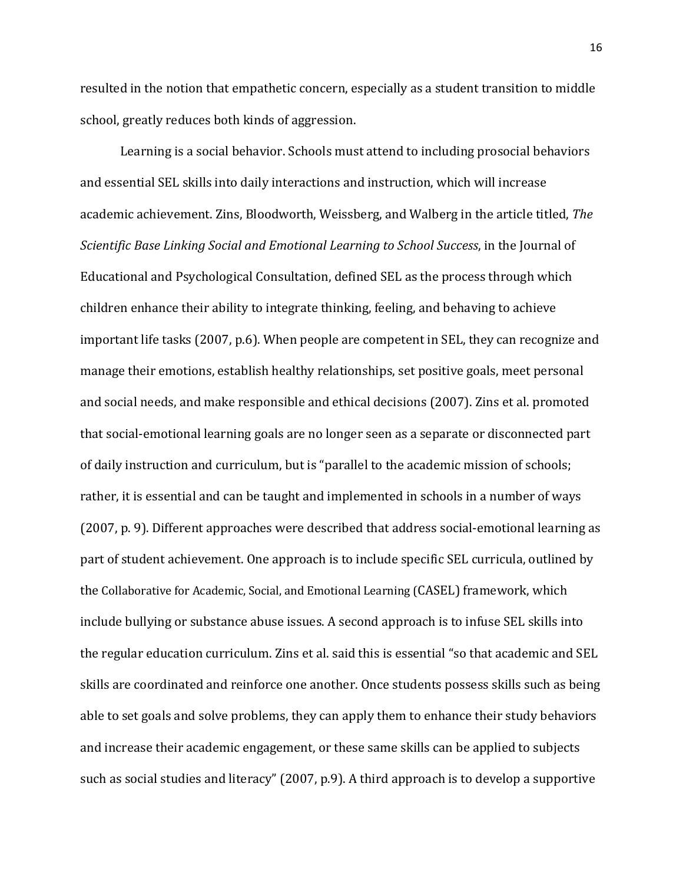resulted in the notion that empathetic concern, especially as a student transition to middle school, greatly reduces both kinds of aggression.

Learning is a social behavior. Schools must attend to including prosocial behaviors and essential SEL skills into daily interactions and instruction, which will increase academic achievement. Zins, Bloodworth, Weissberg, and Walberg in the article titled, *The Scientific Base Linking Social and Emotional Learning to School Success*, in the Journal of Educational and Psychological Consultation, defined SEL as the process through which children enhance their ability to integrate thinking, feeling, and behaving to achieve important life tasks (2007, p.6). When people are competent in SEL, they can recognize and manage their emotions, establish healthy relationships, set positive goals, meet personal and social needs, and make responsible and ethical decisions (2007). Zins et al. promoted that social-emotional learning goals are no longer seen as a separate or disconnected part of daily instruction and curriculum, but is "parallel to the academic mission of schools; rather, it is essential and can be taught and implemented in schools in a number of ways (2007, p. 9). Different approaches were described that address social-emotional learning as part of student achievement. One approach is to include specific SEL curricula, outlined by the Collaborative for Academic, Social, and Emotional Learning (CASEL) framework, which include bullying or substance abuse issues. A second approach is to infuse SEL skills into the regular education curriculum. Zins et al. said this is essential "so that academic and SEL skills are coordinated and reinforce one another. Once students possess skills such as being able to set goals and solve problems, they can apply them to enhance their study behaviors and increase their academic engagement, or these same skills can be applied to subjects such as social studies and literacy" (2007, p.9). A third approach is to develop a supportive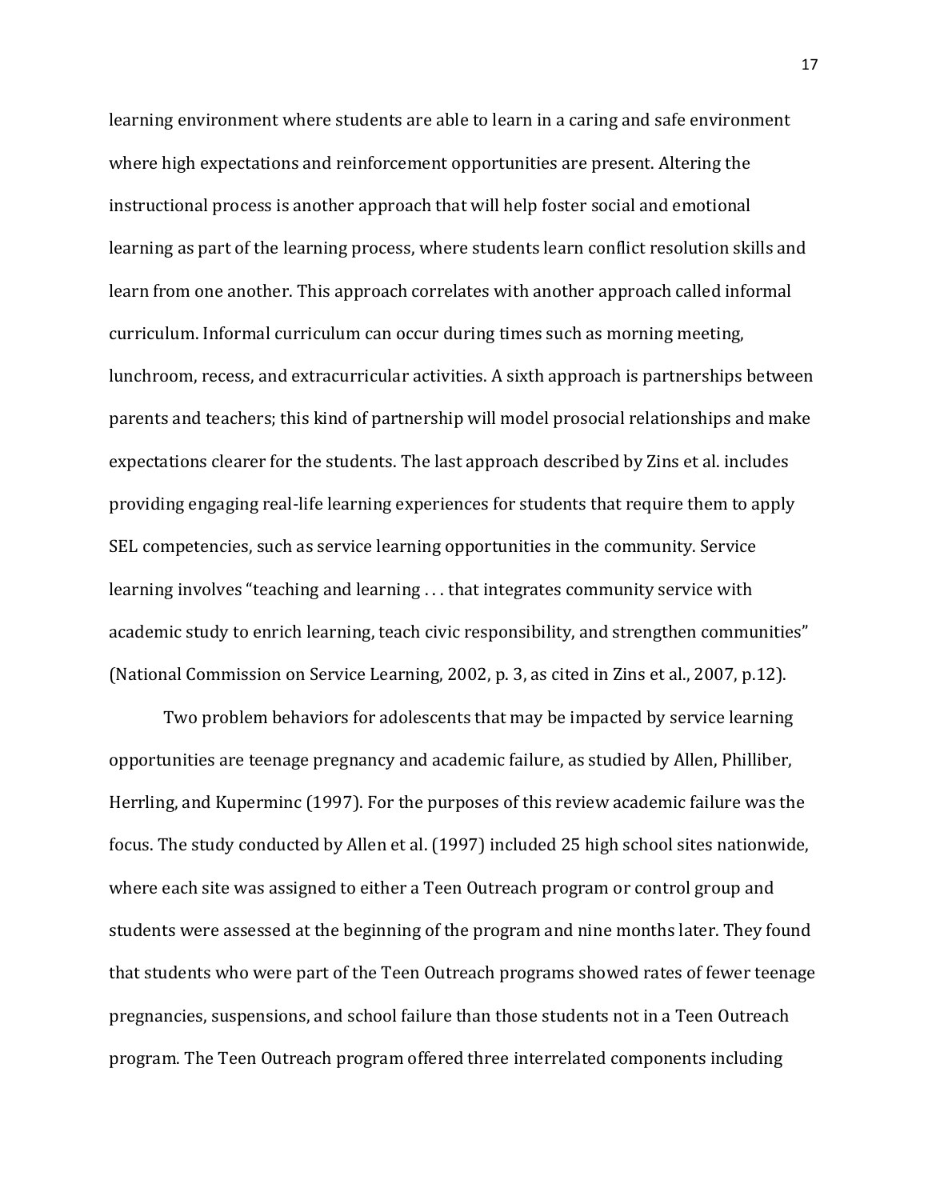learning environment where students are able to learn in a caring and safe environment where high expectations and reinforcement opportunities are present. Altering the instructional process is another approach that will help foster social and emotional learning as part of the learning process, where students learn conflict resolution skills and learn from one another. This approach correlates with another approach called informal curriculum. Informal curriculum can occur during times such as morning meeting, lunchroom, recess, and extracurricular activities. A sixth approach is partnerships between parents and teachers; this kind of partnership will model prosocial relationships and make expectations clearer for the students. The last approach described by Zins et al. includes providing engaging real-life learning experiences for students that require them to apply SEL competencies, such as service learning opportunities in the community. Service learning involves "teaching and learning . . . that integrates community service with academic study to enrich learning, teach civic responsibility, and strengthen communities" (National Commission on Service Learning, 2002, p. 3, as cited in Zins et al., 2007, p.12).

Two problem behaviors for adolescents that may be impacted by service learning opportunities are teenage pregnancy and academic failure, as studied by Allen, Philliber, Herrling, and Kuperminc (1997). For the purposes of this review academic failure was the focus. The study conducted by Allen et al. (1997) included 25 high school sites nationwide, where each site was assigned to either a Teen Outreach program or control group and students were assessed at the beginning of the program and nine months later. They found that students who were part of the Teen Outreach programs showed rates of fewer teenage pregnancies, suspensions, and school failure than those students not in a Teen Outreach program. The Teen Outreach program offered three interrelated components including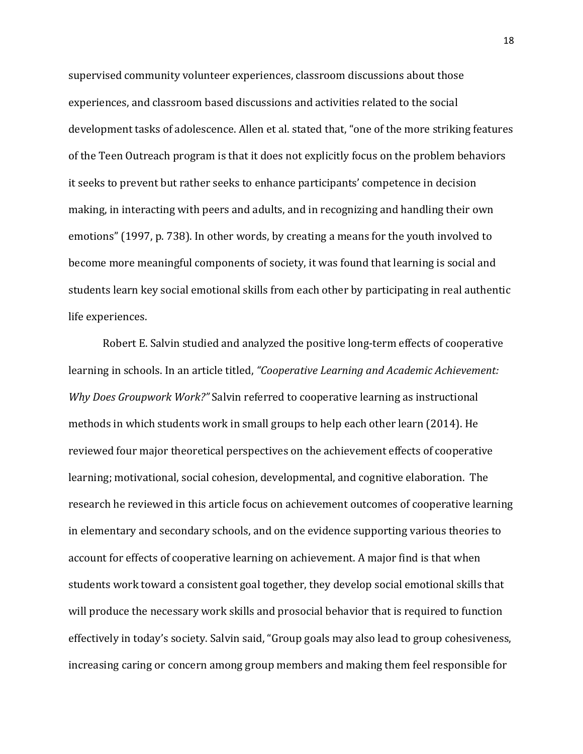supervised community volunteer experiences, classroom discussions about those experiences, and classroom based discussions and activities related to the social development tasks of adolescence. Allen et al. stated that, "one of the more striking features of the Teen Outreach program is that it does not explicitly focus on the problem behaviors it seeks to prevent but rather seeks to enhance participants' competence in decision making, in interacting with peers and adults, and in recognizing and handling their own emotions" (1997, p. 738). In other words, by creating a means for the youth involved to become more meaningful components of society, it was found that learning is social and students learn key social emotional skills from each other by participating in real authentic life experiences.

Robert E. Salvin studied and analyzed the positive long-term effects of cooperative learning in schools. In an article titled, *"Cooperative Learning and Academic Achievement: Why Does Groupwork Work?"* Salvin referred to cooperative learning as instructional methods in which students work in small groups to help each other learn (2014). He reviewed four major theoretical perspectives on the achievement effects of cooperative learning; motivational, social cohesion, developmental, and cognitive elaboration. The research he reviewed in this article focus on achievement outcomes of cooperative learning in elementary and secondary schools, and on the evidence supporting various theories to account for effects of cooperative learning on achievement. A major find is that when students work toward a consistent goal together, they develop social emotional skills that will produce the necessary work skills and prosocial behavior that is required to function effectively in today's society. Salvin said, "Group goals may also lead to group cohesiveness, increasing caring or concern among group members and making them feel responsible for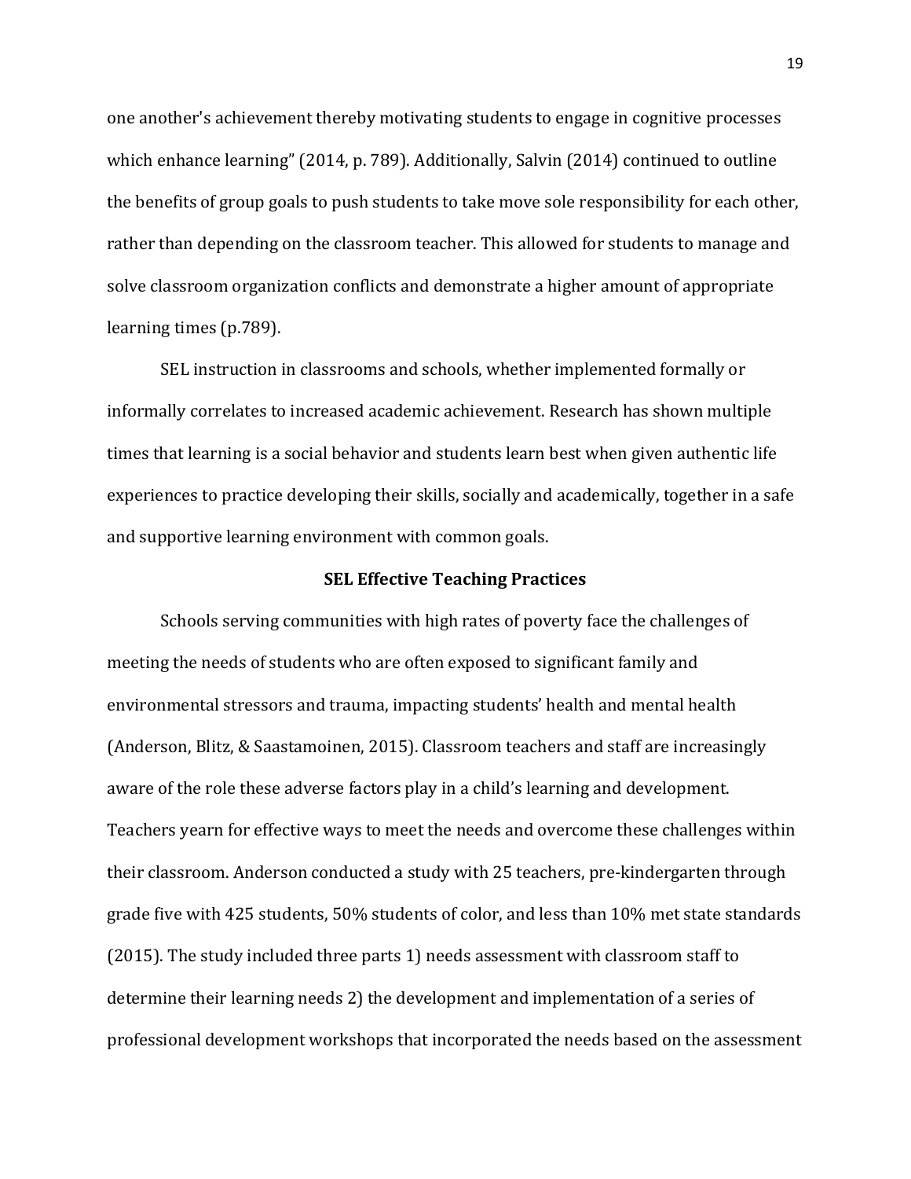one another's achievement thereby motivating students to engage in cognitive processes which enhance learning” (2014, p. 789). Additionally, Salvin (2014) continued to outline the benefits of group goals to push students to take move sole responsibility for each other, rather than depending on the classroom teacher. This allowed for students to manage and solve classroom organization conflicts and demonstrate a higher amount of appropriate learning times (p.789).

SEL instruction in classrooms and schools, whether implemented formally or informally correlates to increased academic achievement. Research has shown multiple times that learning is a social behavior and students learn best when given authentic life experiences to practice developing their skills, socially and academically, together in a safe and supportive learning environment with common goals.

**SEL Effective Teaching Practices**

Schools serving communities with high rates of poverty face the challenges of meeting the needs of students who are often exposed to significant family and environmental stressors and trauma, impacting students’ health and mental health (Anderson, Blitz, & Saastamoinen, 2015). Classroom teachers and staff are increasingly aware of the role these adverse factors play in a child’s learning and development. Teachers yearn for effective ways to meet the needs and overcome these challenges within their classroom. Anderson conducted a study with 25 teachers, pre-kindergarten through grade five with 425 students, 50% students of color, and less than 10% met state standards (2015). The study included three parts 1) needs assessment with classroom staff to determine their learning needs 2) the development and implementation of a series of professional development workshops that incorporated the needs based on the assessment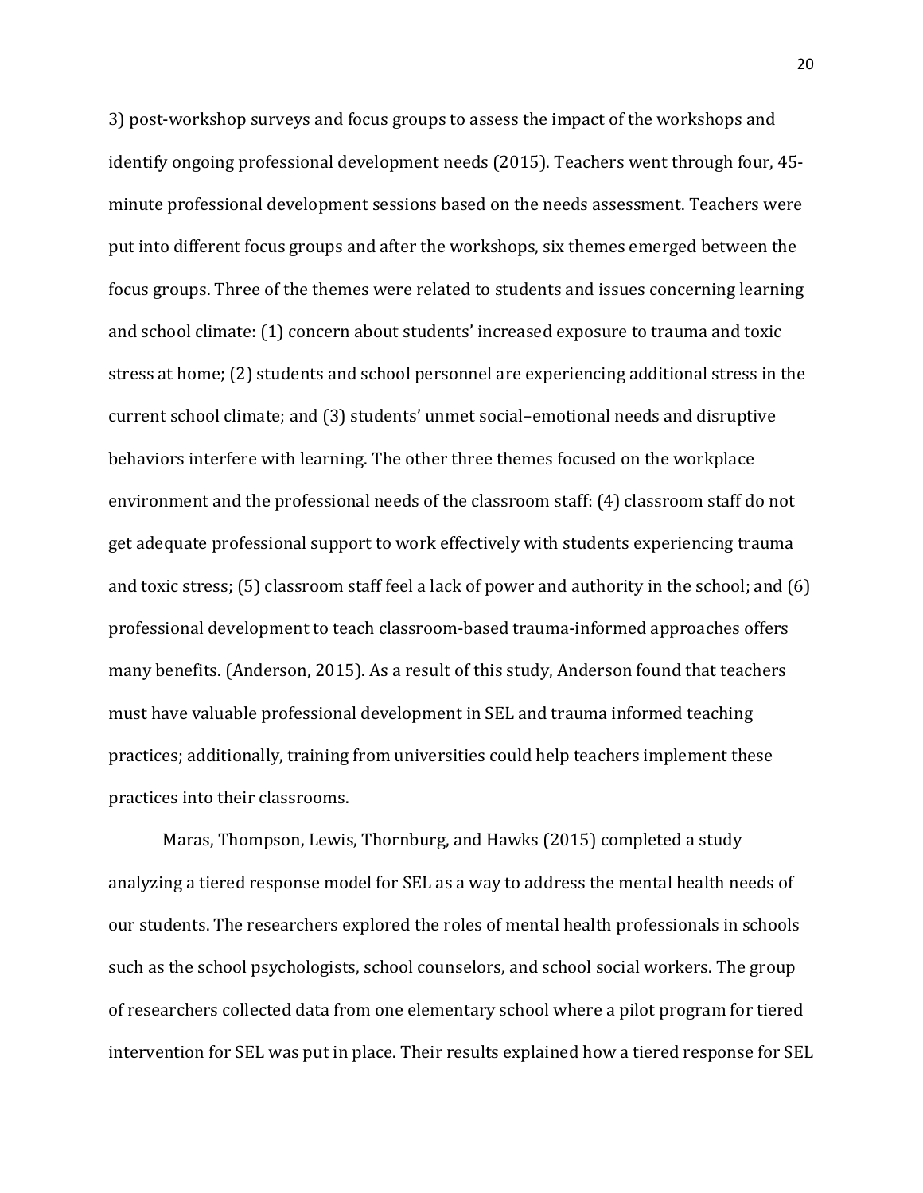3) post-workshop surveys and focus groups to assess the impact of the workshops and identify ongoing professional development needs (2015). Teachers went through four, 45-minute professional development sessions based on the needs assessment. Teachers were put into different focus groups and after the workshops, six themes emerged between the focus groups. Three of the themes were related to students and issues concerning learning and school climate: (1) concern about students' increased exposure to trauma and toxic stress at home; (2) students and school personnel are experiencing additional stress in the current school climate; and (3) students' unmet social–emotional needs and disruptive behaviors interfere with learning. The other three themes focused on the workplace environment and the professional needs of the classroom staff: (4) classroom staff do not get adequate professional support to work effectively with students experiencing trauma and toxic stress; (5) classroom staff feel a lack of power and authority in the school; and (6) professional development to teach classroom-based trauma-informed approaches offers many benefits. (Anderson, 2015). As a result of this study, Anderson found that teachers must have valuable professional development in SEL and trauma informed teaching practices; additionally, training from universities could help teachers implement these practices into their classrooms.

Maras, Thompson, Lewis, Thornburg, and Hawks (2015) completed a study analyzing a tiered response model for SEL as a way to address the mental health needs of our students. The researchers explored the roles of mental health professionals in schools such as the school psychologists, school counselors, and school social workers. The group of researchers collected data from one elementary school where a pilot program for tiered intervention for SEL was put in place. Their results explained how a tiered response for SEL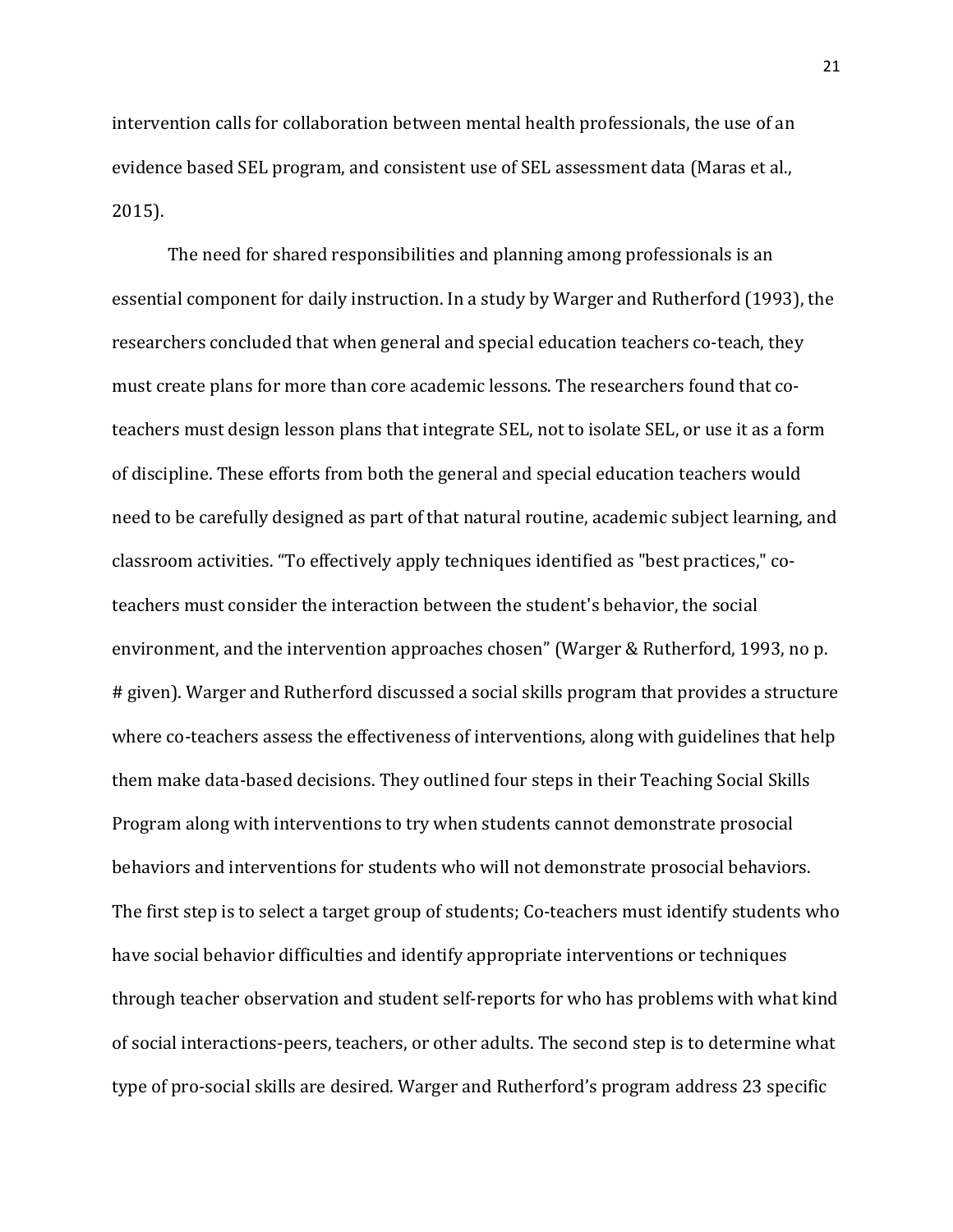intervention calls for collaboration between mental health professionals, the use of an evidence based SEL program, and consistent use of SEL assessment data (Maras et al., 2015).

The need for shared responsibilities and planning among professionals is an essential component for daily instruction. In a study by Warger and Rutherford (1993), the researchers concluded that when general and special education teachers co-teach, they must create plans for more than core academic lessons. The researchers found that co-teachers must design lesson plans that integrate SEL, not to isolate SEL, or use it as a form of discipline. These efforts from both the general and special education teachers would need to be carefully designed as part of that natural routine, academic subject learning, and classroom activities. "To effectively apply techniques identified as "best practices," co-teachers must consider the interaction between the student's behavior, the social environment, and the intervention approaches chosen" (Warger & Rutherford, 1993, no p. # given). Warger and Rutherford discussed a social skills program that provides a structure where co-teachers assess the effectiveness of interventions, along with guidelines that help them make data-based decisions. They outlined four steps in their Teaching Social Skills Program along with interventions to try when students cannot demonstrate prosocial behaviors and interventions for students who will not demonstrate prosocial behaviors. The first step is to select a target group of students; Co-teachers must identify students who have social behavior difficulties and identify appropriate interventions or techniques through teacher observation and student self-reports for who has problems with what kind of social interactions-peers, teachers, or other adults. The second step is to determine what type of pro-social skills are desired. Warger and Rutherford's program address 23 specific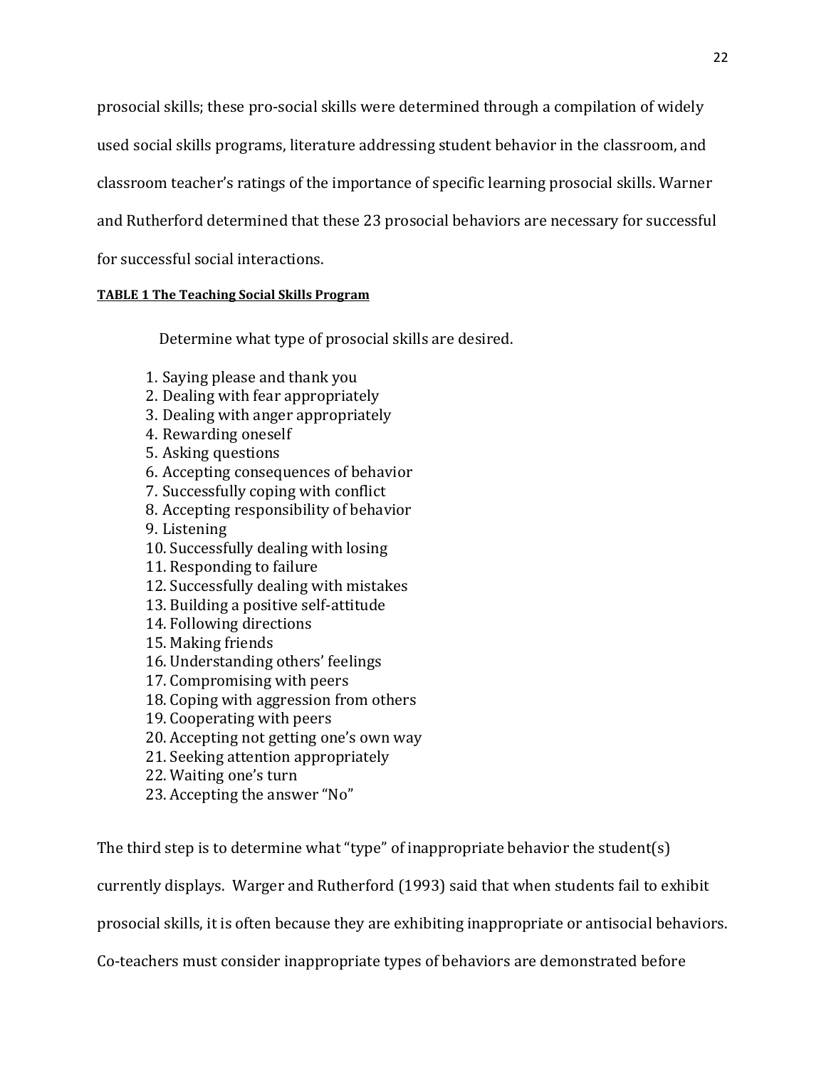prosocial skills; these pro-social skills were determined through a compilation of widely used social skills programs, literature addressing student behavior in the classroom, and classroom teacher's ratings of the importance of specific learning prosocial skills. Warner and Rutherford determined that these 23 prosocial behaviors are necessary for successful for successful social interactions.

**TABLE 1 The Teaching Social Skills Program**

Determine what type of prosocial skills are desired.

1. Saying please and thank you
2. Dealing with fear appropriately
3. Dealing with anger appropriately
4. Rewarding oneself
5. Asking questions
6. Accepting consequences of behavior
7. Successfully coping with conflict
8. Accepting responsibility of behavior
9. Listening
10. Successfully dealing with losing
11. Responding to failure
12. Successfully dealing with mistakes
13. Building a positive self-attitude
14. Following directions
15. Making friends
16. Understanding others' feelings
17. Compromising with peers
18. Coping with aggression from others
19. Cooperating with peers
20. Accepting not getting one's own way
21. Seeking attention appropriately
22. Waiting one's turn
23. Accepting the answer "No"

The third step is to determine what "type" of inappropriate behavior the student(s) currently displays. Warger and Rutherford (1993) said that when students fail to exhibit prosocial skills, it is often because they are exhibiting inappropriate or antisocial behaviors. Co-teachers must consider inappropriate types of behaviors are demonstrated before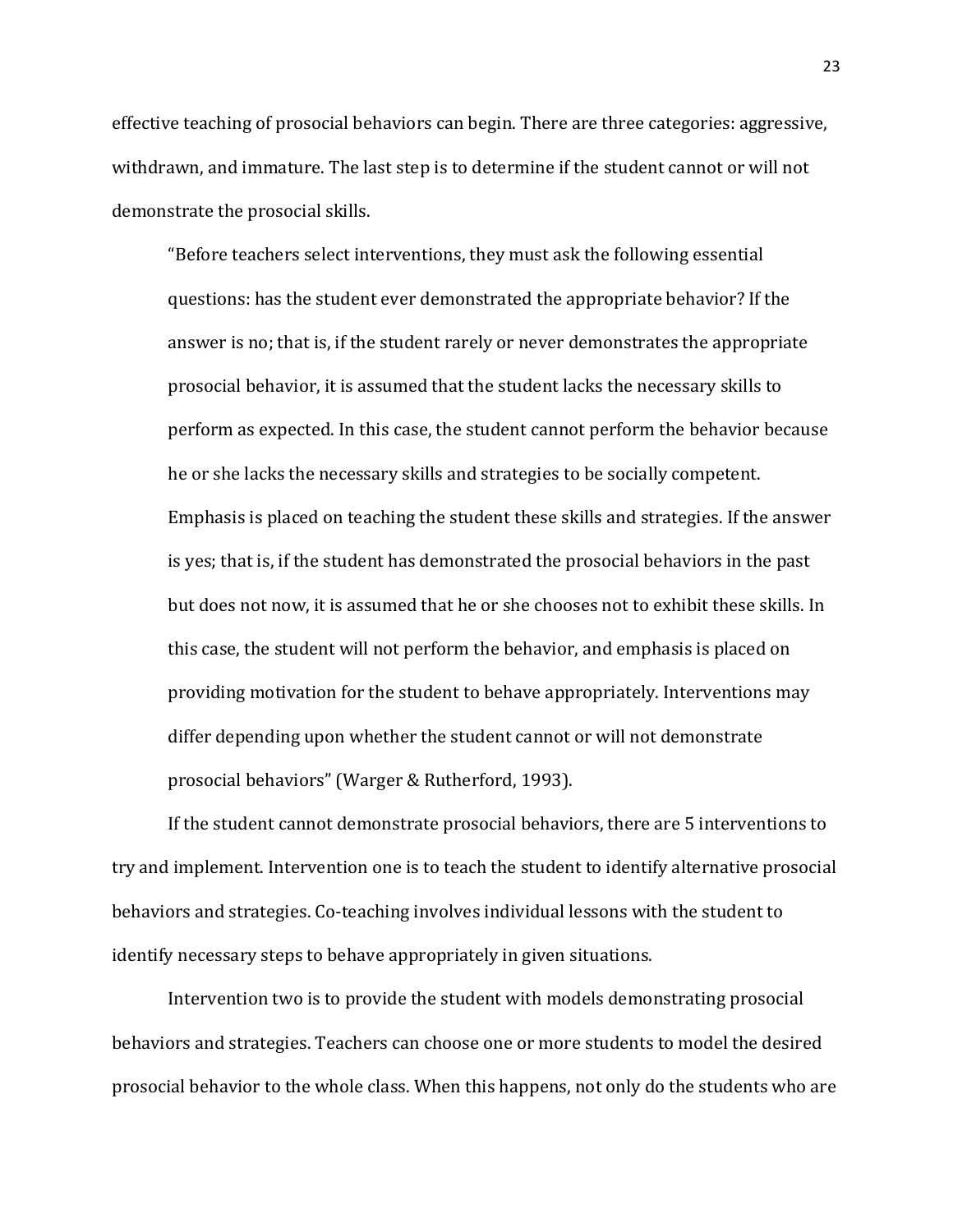effective teaching of prosocial behaviors can begin. There are three categories: aggressive, withdrawn, and immature. The last step is to determine if the student cannot or will not demonstrate the prosocial skills.

> "Before teachers select interventions, they must ask the following essential questions: has the student ever demonstrated the appropriate behavior? If the answer is no; that is, if the student rarely or never demonstrates the appropriate prosocial behavior, it is assumed that the student lacks the necessary skills to perform as expected. In this case, the student cannot perform the behavior because he or she lacks the necessary skills and strategies to be socially competent. Emphasis is placed on teaching the student these skills and strategies. If the answer is yes; that is, if the student has demonstrated the prosocial behaviors in the past but does not now, it is assumed that he or she chooses not to exhibit these skills. In this case, the student will not perform the behavior, and emphasis is placed on providing motivation for the student to behave appropriately. Interventions may differ depending upon whether the student cannot or will not demonstrate prosocial behaviors" (Warger & Rutherford, 1993).

If the student cannot demonstrate prosocial behaviors, there are 5 interventions to try and implement. Intervention one is to teach the student to identify alternative prosocial behaviors and strategies. Co-teaching involves individual lessons with the student to identify necessary steps to behave appropriately in given situations.

Intervention two is to provide the student with models demonstrating prosocial behaviors and strategies. Teachers can choose one or more students to model the desired prosocial behavior to the whole class. When this happens, not only do the students who are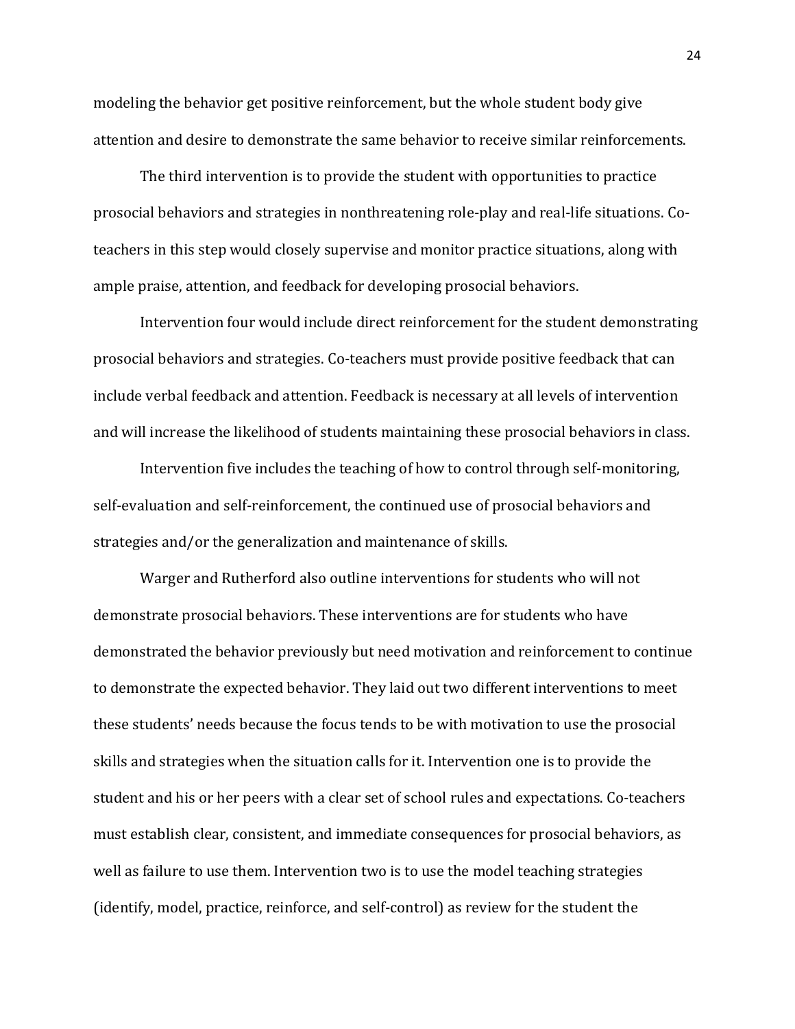modeling the behavior get positive reinforcement, but the whole student body give attention and desire to demonstrate the same behavior to receive similar reinforcements.

The third intervention is to provide the student with opportunities to practice prosocial behaviors and strategies in nonthreatening role-play and real-life situations. Co-teachers in this step would closely supervise and monitor practice situations, along with ample praise, attention, and feedback for developing prosocial behaviors.

Intervention four would include direct reinforcement for the student demonstrating prosocial behaviors and strategies. Co-teachers must provide positive feedback that can include verbal feedback and attention. Feedback is necessary at all levels of intervention and will increase the likelihood of students maintaining these prosocial behaviors in class.

Intervention five includes the teaching of how to control through self-monitoring, self-evaluation and self-reinforcement, the continued use of prosocial behaviors and strategies and/or the generalization and maintenance of skills.

Warger and Rutherford also outline interventions for students who will not demonstrate prosocial behaviors. These interventions are for students who have demonstrated the behavior previously but need motivation and reinforcement to continue to demonstrate the expected behavior. They laid out two different interventions to meet these students' needs because the focus tends to be with motivation to use the prosocial skills and strategies when the situation calls for it. Intervention one is to provide the student and his or her peers with a clear set of school rules and expectations. Co-teachers must establish clear, consistent, and immediate consequences for prosocial behaviors, as well as failure to use them. Intervention two is to use the model teaching strategies (identify, model, practice, reinforce, and self-control) as review for the student the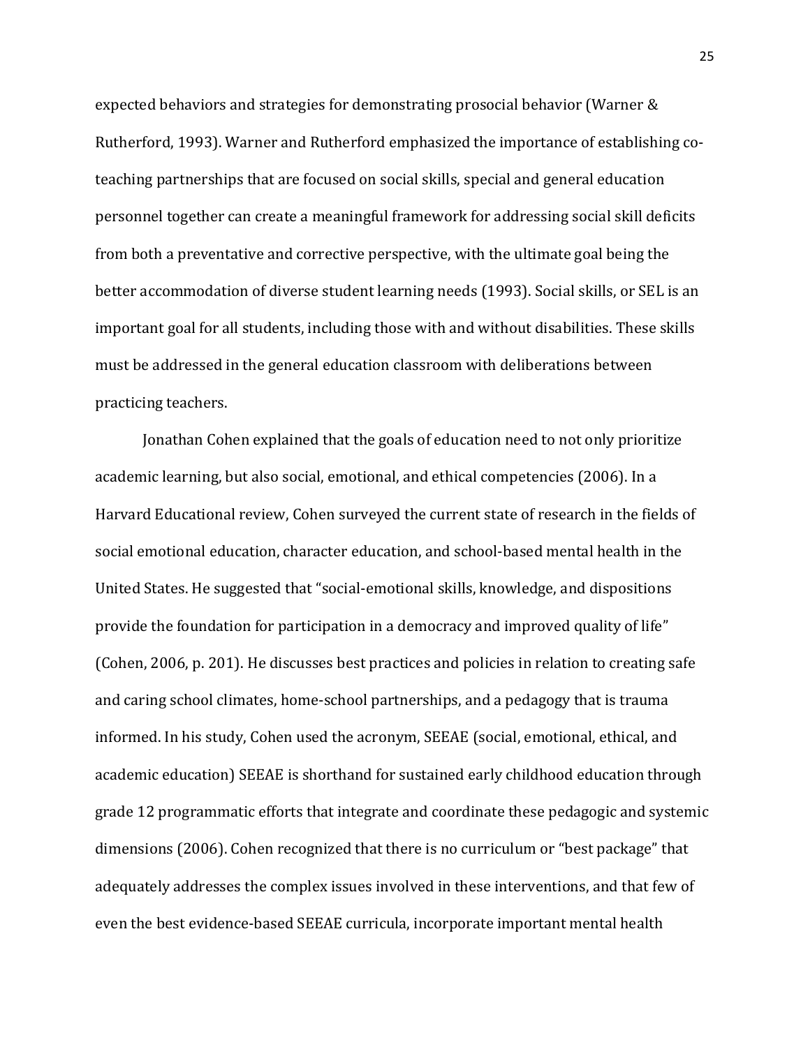expected behaviors and strategies for demonstrating prosocial behavior (Warner & Rutherford, 1993). Warner and Rutherford emphasized the importance of establishing co-teaching partnerships that are focused on social skills, special and general education personnel together can create a meaningful framework for addressing social skill deficits from both a preventative and corrective perspective, with the ultimate goal being the better accommodation of diverse student learning needs (1993). Social skills, or SEL is an important goal for all students, including those with and without disabilities. These skills must be addressed in the general education classroom with deliberations between practicing teachers.

Jonathan Cohen explained that the goals of education need to not only prioritize academic learning, but also social, emotional, and ethical competencies (2006). In a Harvard Educational review, Cohen surveyed the current state of research in the fields of social emotional education, character education, and school-based mental health in the United States. He suggested that "social-emotional skills, knowledge, and dispositions provide the foundation for participation in a democracy and improved quality of life" (Cohen, 2006, p. 201). He discusses best practices and policies in relation to creating safe and caring school climates, home-school partnerships, and a pedagogy that is trauma informed. In his study, Cohen used the acronym, SEEAE (social, emotional, ethical, and academic education) SEEAE is shorthand for sustained early childhood education through grade 12 programmatic efforts that integrate and coordinate these pedagogic and systemic dimensions (2006). Cohen recognized that there is no curriculum or "best package" that adequately addresses the complex issues involved in these interventions, and that few of even the best evidence-based SEEAE curricula, incorporate important mental health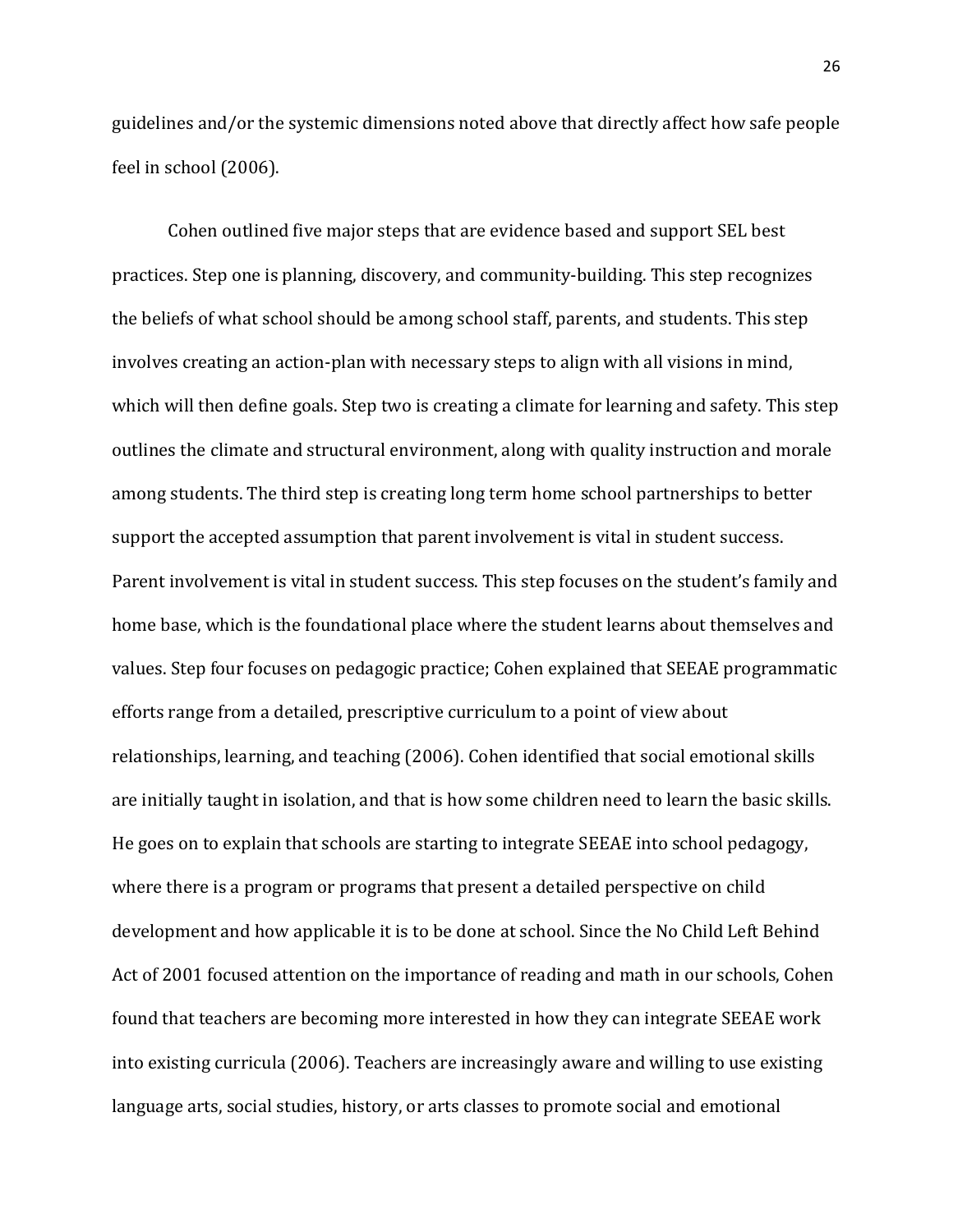guidelines and/or the systemic dimensions noted above that directly affect how safe people feel in school (2006).

Cohen outlined five major steps that are evidence based and support SEL best practices. Step one is planning, discovery, and community-building. This step recognizes the beliefs of what school should be among school staff, parents, and students. This step involves creating an action-plan with necessary steps to align with all visions in mind, which will then define goals. Step two is creating a climate for learning and safety. This step outlines the climate and structural environment, along with quality instruction and morale among students. The third step is creating long term home school partnerships to better support the accepted assumption that parent involvement is vital in student success. Parent involvement is vital in student success. This step focuses on the student's family and home base, which is the foundational place where the student learns about themselves and values. Step four focuses on pedagogic practice; Cohen explained that SEEAE programmatic efforts range from a detailed, prescriptive curriculum to a point of view about relationships, learning, and teaching (2006). Cohen identified that social emotional skills are initially taught in isolation, and that is how some children need to learn the basic skills. He goes on to explain that schools are starting to integrate SEEAE into school pedagogy, where there is a program or programs that present a detailed perspective on child development and how applicable it is to be done at school. Since the No Child Left Behind Act of 2001 focused attention on the importance of reading and math in our schools, Cohen found that teachers are becoming more interested in how they can integrate SEEAE work into existing curricula (2006). Teachers are increasingly aware and willing to use existing language arts, social studies, history, or arts classes to promote social and emotional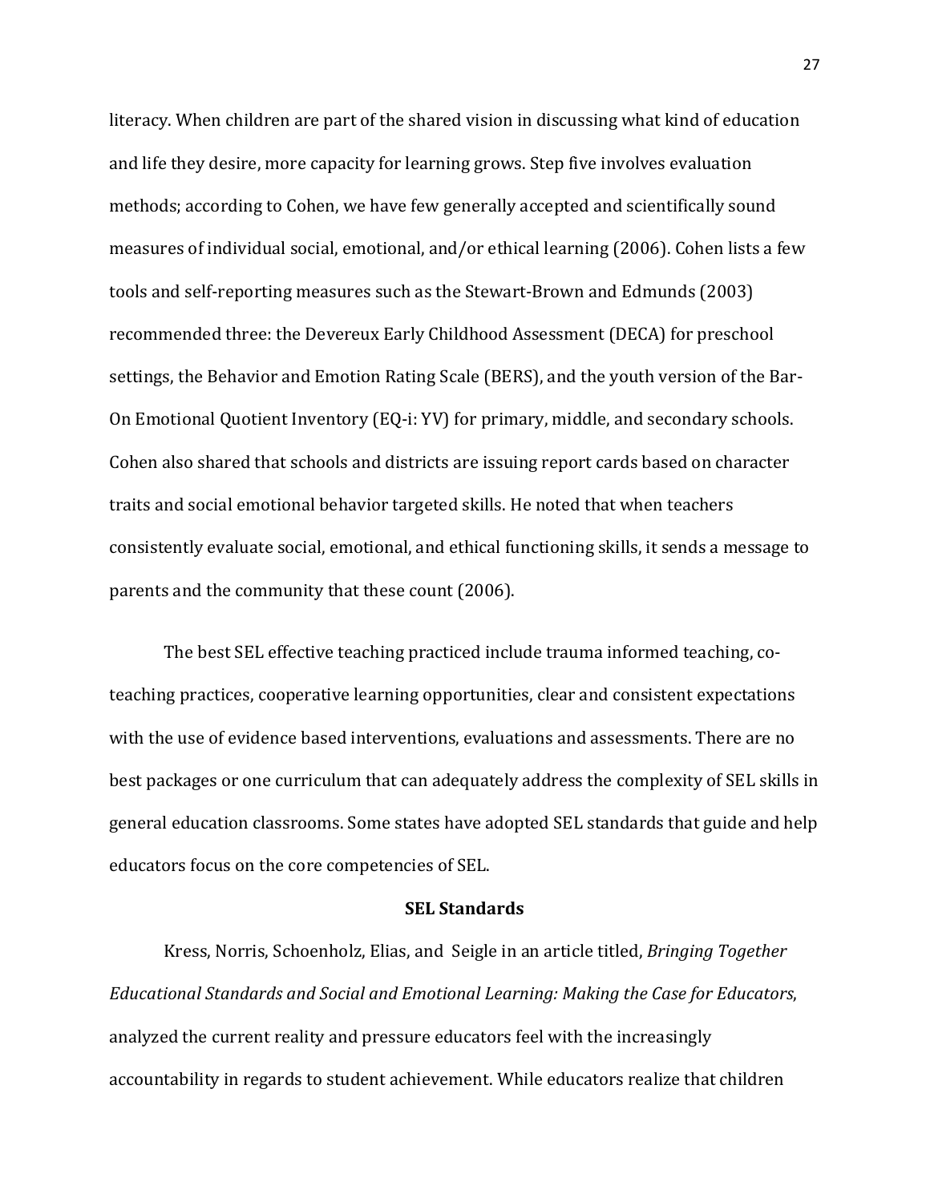literacy. When children are part of the shared vision in discussing what kind of education and life they desire, more capacity for learning grows. Step five involves evaluation methods; according to Cohen, we have few generally accepted and scientifically sound measures of individual social, emotional, and/or ethical learning (2006). Cohen lists a few tools and self-reporting measures such as the Stewart-Brown and Edmunds (2003) recommended three: the Devereux Early Childhood Assessment (DECA) for preschool settings, the Behavior and Emotion Rating Scale (BERS), and the youth version of the Bar-On Emotional Quotient Inventory (EQ-i: YV) for primary, middle, and secondary schools. Cohen also shared that schools and districts are issuing report cards based on character traits and social emotional behavior targeted skills. He noted that when teachers consistently evaluate social, emotional, and ethical functioning skills, it sends a message to parents and the community that these count (2006).

The best SEL effective teaching practiced include trauma informed teaching, co-teaching practices, cooperative learning opportunities, clear and consistent expectations with the use of evidence based interventions, evaluations and assessments. There are no best packages or one curriculum that can adequately address the complexity of SEL skills in general education classrooms. Some states have adopted SEL standards that guide and help educators focus on the core competencies of SEL.

**SEL Standards**

Kress, Norris, Schoenholz, Elias, and Seigle in an article titled, *Bringing Together Educational Standards and Social and Emotional Learning: Making the Case for Educators*, analyzed the current reality and pressure educators feel with the increasingly accountability in regards to student achievement. While educators realize that children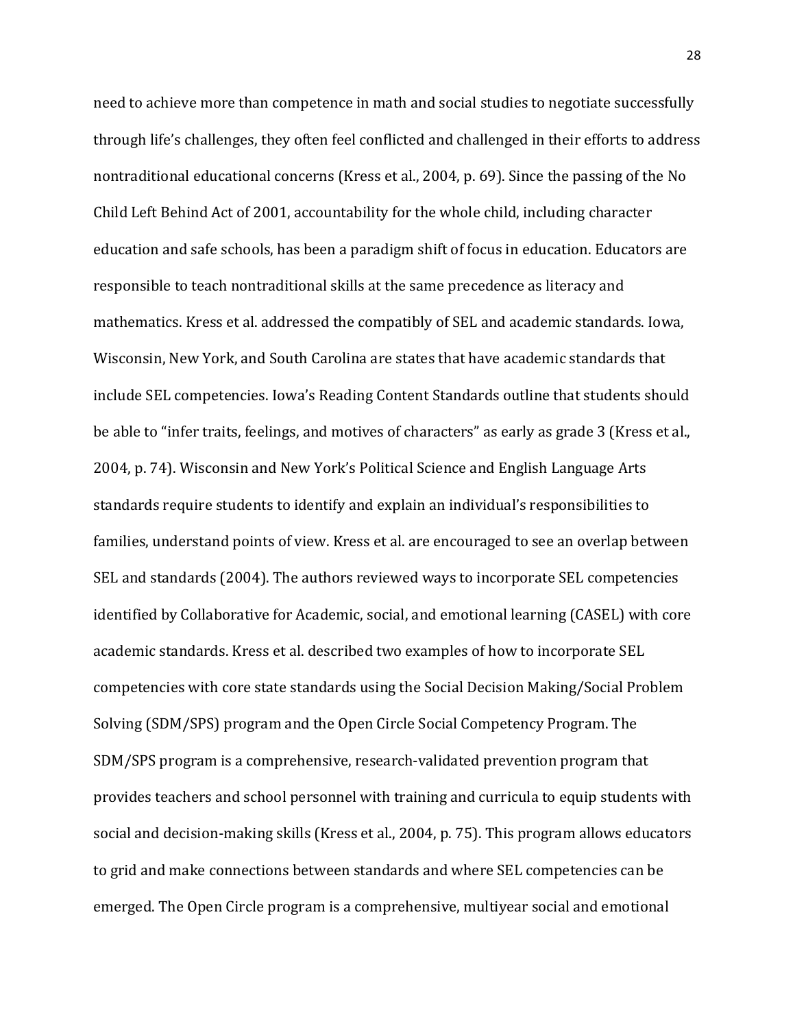need to achieve more than competence in math and social studies to negotiate successfully through life's challenges, they often feel conflicted and challenged in their efforts to address nontraditional educational concerns (Kress et al., 2004, p. 69). Since the passing of the No Child Left Behind Act of 2001, accountability for the whole child, including character education and safe schools, has been a paradigm shift of focus in education. Educators are responsible to teach nontraditional skills at the same precedence as literacy and mathematics. Kress et al. addressed the compatibly of SEL and academic standards. Iowa, Wisconsin, New York, and South Carolina are states that have academic standards that include SEL competencies. Iowa's Reading Content Standards outline that students should be able to "infer traits, feelings, and motives of characters" as early as grade 3 (Kress et al., 2004, p. 74). Wisconsin and New York's Political Science and English Language Arts standards require students to identify and explain an individual's responsibilities to families, understand points of view. Kress et al. are encouraged to see an overlap between SEL and standards (2004). The authors reviewed ways to incorporate SEL competencies identified by Collaborative for Academic, social, and emotional learning (CASEL) with core academic standards. Kress et al. described two examples of how to incorporate SEL competencies with core state standards using the Social Decision Making/Social Problem Solving (SDM/SPS) program and the Open Circle Social Competency Program. The SDM/SPS program is a comprehensive, research-validated prevention program that provides teachers and school personnel with training and curricula to equip students with social and decision-making skills (Kress et al., 2004, p. 75). This program allows educators to grid and make connections between standards and where SEL competencies can be emerged. The Open Circle program is a comprehensive, multiyear social and emotional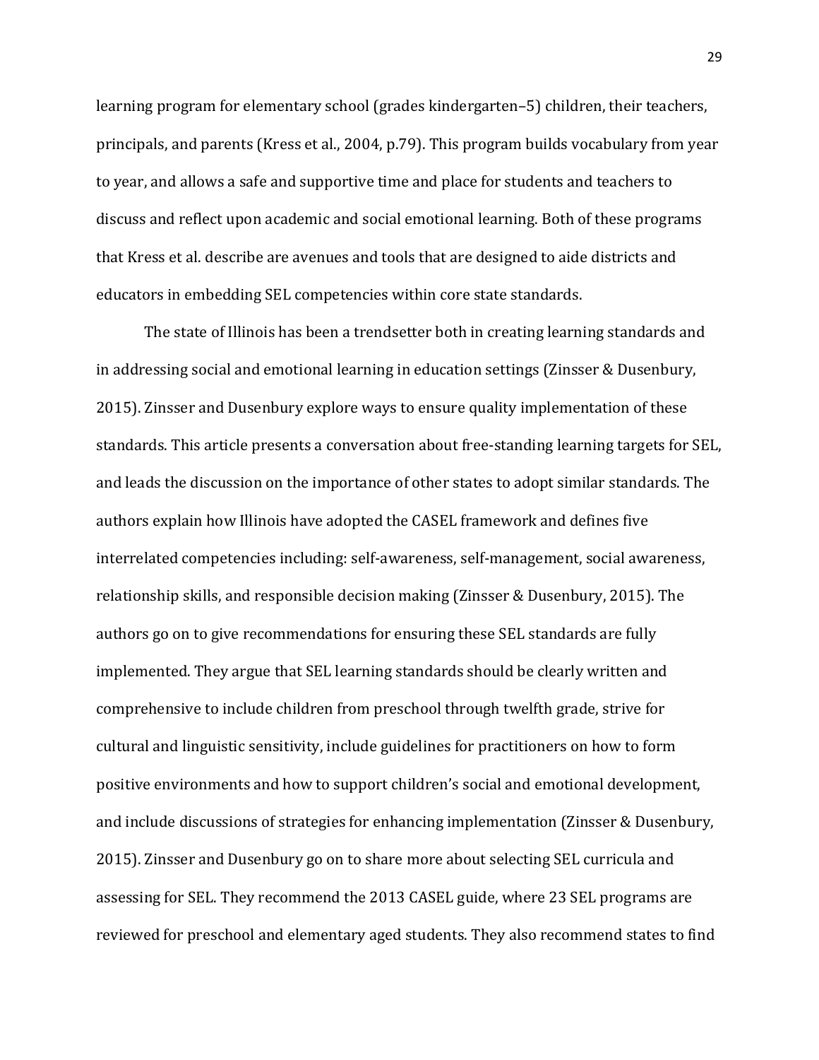learning program for elementary school (grades kindergarten–5) children, their teachers, principals, and parents (Kress et al., 2004, p.79). This program builds vocabulary from year to year, and allows a safe and supportive time and place for students and teachers to discuss and reflect upon academic and social emotional learning. Both of these programs that Kress et al. describe are avenues and tools that are designed to aide districts and educators in embedding SEL competencies within core state standards.

The state of Illinois has been a trendsetter both in creating learning standards and in addressing social and emotional learning in education settings (Zinsser & Dusenbury, 2015). Zinsser and Dusenbury explore ways to ensure quality implementation of these standards. This article presents a conversation about free-standing learning targets for SEL, and leads the discussion on the importance of other states to adopt similar standards. The authors explain how Illinois have adopted the CASEL framework and defines five interrelated competencies including: self-awareness, self-management, social awareness, relationship skills, and responsible decision making (Zinsser & Dusenbury, 2015). The authors go on to give recommendations for ensuring these SEL standards are fully implemented. They argue that SEL learning standards should be clearly written and comprehensive to include children from preschool through twelfth grade, strive for cultural and linguistic sensitivity, include guidelines for practitioners on how to form positive environments and how to support children's social and emotional development, and include discussions of strategies for enhancing implementation (Zinsser & Dusenbury, 2015). Zinsser and Dusenbury go on to share more about selecting SEL curricula and assessing for SEL. They recommend the 2013 CASEL guide, where 23 SEL programs are reviewed for preschool and elementary aged students. They also recommend states to find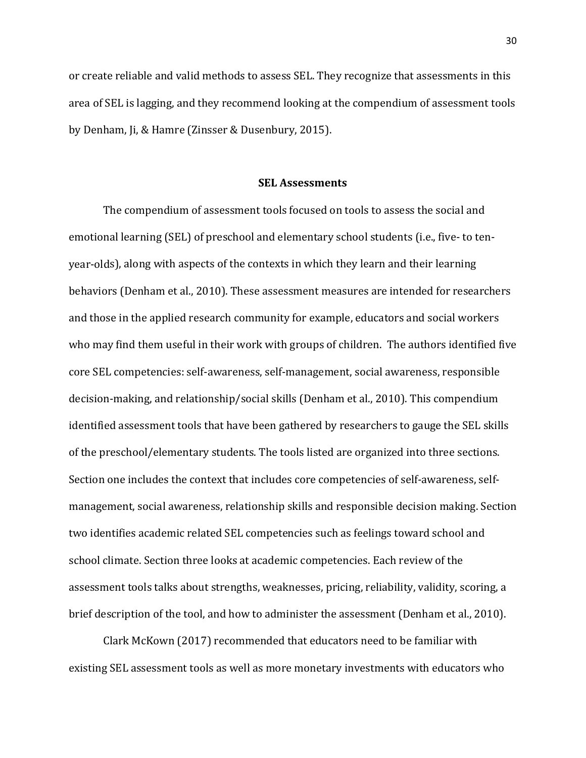or create reliable and valid methods to assess SEL. They recognize that assessments in this area of SEL is lagging, and they recommend looking at the compendium of assessment tools by Denham, Ji, & Hamre (Zinsser & Dusenbury, 2015).

## SEL Assessments

The compendium of assessment tools focused on tools to assess the social and emotional learning (SEL) of preschool and elementary school students (i.e., five- to ten-year-olds), along with aspects of the contexts in which they learn and their learning behaviors (Denham et al., 2010). These assessment measures are intended for researchers and those in the applied research community for example, educators and social workers who may find them useful in their work with groups of children. The authors identified five core SEL competencies: self-awareness, self-management, social awareness, responsible decision-making, and relationship/social skills (Denham et al., 2010). This compendium identified assessment tools that have been gathered by researchers to gauge the SEL skills of the preschool/elementary students. The tools listed are organized into three sections. Section one includes the context that includes core competencies of self-awareness, self-management, social awareness, relationship skills and responsible decision making. Section two identifies academic related SEL competencies such as feelings toward school and school climate. Section three looks at academic competencies. Each review of the assessment tools talks about strengths, weaknesses, pricing, reliability, validity, scoring, a brief description of the tool, and how to administer the assessment (Denham et al., 2010).

Clark McKown (2017) recommended that educators need to be familiar with existing SEL assessment tools as well as more monetary investments with educators who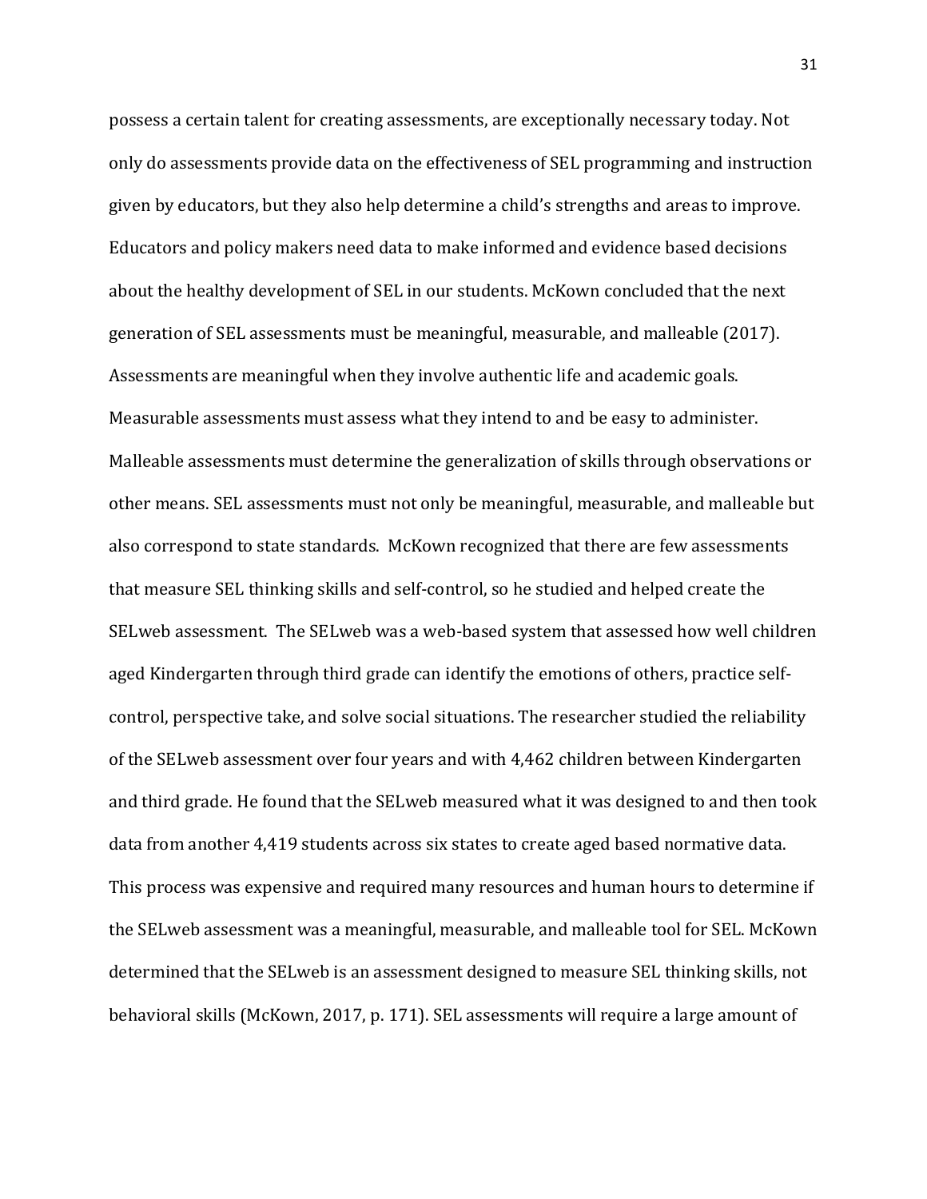possess a certain talent for creating assessments, are exceptionally necessary today. Not only do assessments provide data on the effectiveness of SEL programming and instruction given by educators, but they also help determine a child's strengths and areas to improve. Educators and policy makers need data to make informed and evidence based decisions about the healthy development of SEL in our students. McKown concluded that the next generation of SEL assessments must be meaningful, measurable, and malleable (2017). Assessments are meaningful when they involve authentic life and academic goals. Measurable assessments must assess what they intend to and be easy to administer. Malleable assessments must determine the generalization of skills through observations or other means. SEL assessments must not only be meaningful, measurable, and malleable but also correspond to state standards.  McKown recognized that there are few assessments that measure SEL thinking skills and self-control, so he studied and helped create the SELweb assessment.  The SELweb was a web-based system that assessed how well children aged Kindergarten through third grade can identify the emotions of others, practice self-control, perspective take, and solve social situations. The researcher studied the reliability of the SELweb assessment over four years and with 4,462 children between Kindergarten and third grade. He found that the SELweb measured what it was designed to and then took data from another 4,419 students across six states to create aged based normative data. This process was expensive and required many resources and human hours to determine if the SELweb assessment was a meaningful, measurable, and malleable tool for SEL. McKown determined that the SELweb is an assessment designed to measure SEL thinking skills, not behavioral skills (McKown, 2017, p. 171). SEL assessments will require a large amount of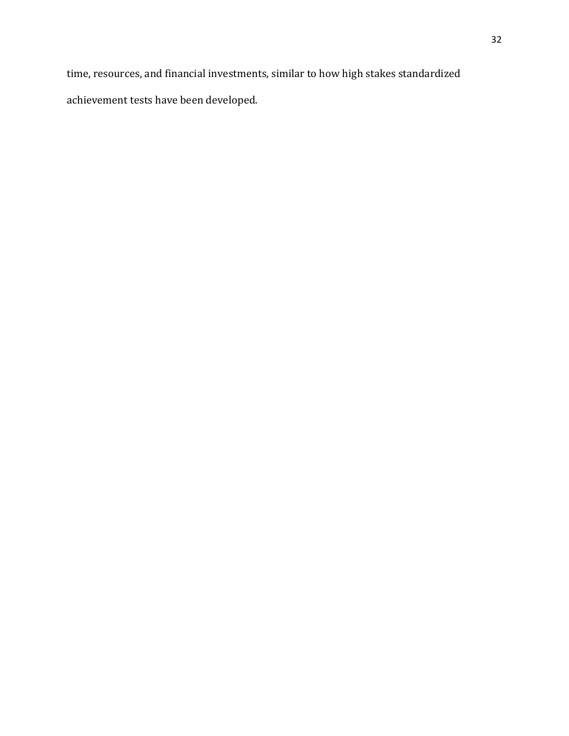time, resources, and financial investments, similar to how high stakes standardized achievement tests have been developed.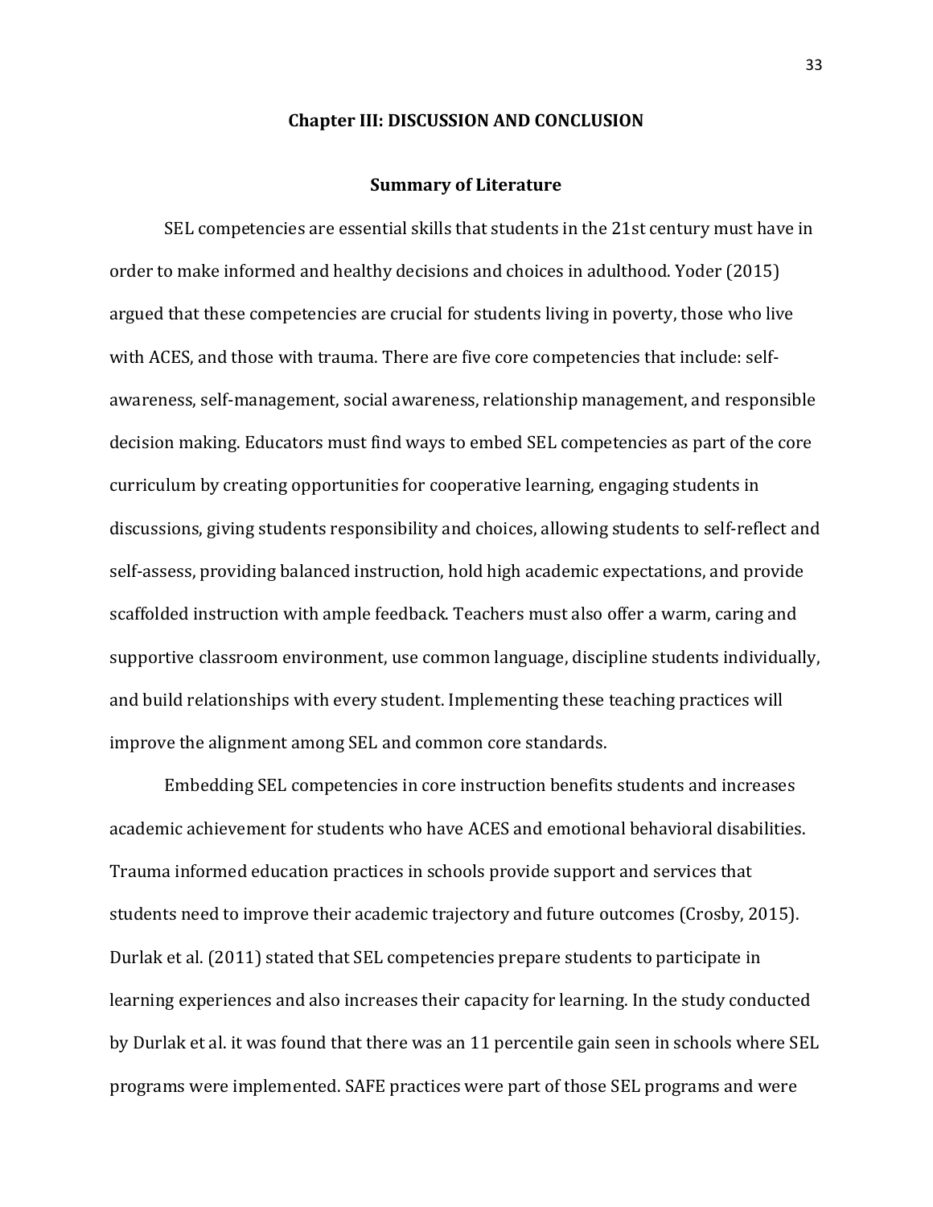## Chapter III: DISCUSSION AND CONCLUSION

### Summary of Literature

SEL competencies are essential skills that students in the 21st century must have in order to make informed and healthy decisions and choices in adulthood. Yoder (2015) argued that these competencies are crucial for students living in poverty, those who live with ACES, and those with trauma. There are five core competencies that include: self-awareness, self-management, social awareness, relationship management, and responsible decision making. Educators must find ways to embed SEL competencies as part of the core curriculum by creating opportunities for cooperative learning, engaging students in discussions, giving students responsibility and choices, allowing students to self-reflect and self-assess, providing balanced instruction, hold high academic expectations, and provide scaffolded instruction with ample feedback. Teachers must also offer a warm, caring and supportive classroom environment, use common language, discipline students individually, and build relationships with every student. Implementing these teaching practices will improve the alignment among SEL and common core standards.

Embedding SEL competencies in core instruction benefits students and increases academic achievement for students who have ACES and emotional behavioral disabilities. Trauma informed education practices in schools provide support and services that students need to improve their academic trajectory and future outcomes (Crosby, 2015). Durlak et al. (2011) stated that SEL competencies prepare students to participate in learning experiences and also increases their capacity for learning. In the study conducted by Durlak et al. it was found that there was an 11 percentile gain seen in schools where SEL programs were implemented. SAFE practices were part of those SEL programs and were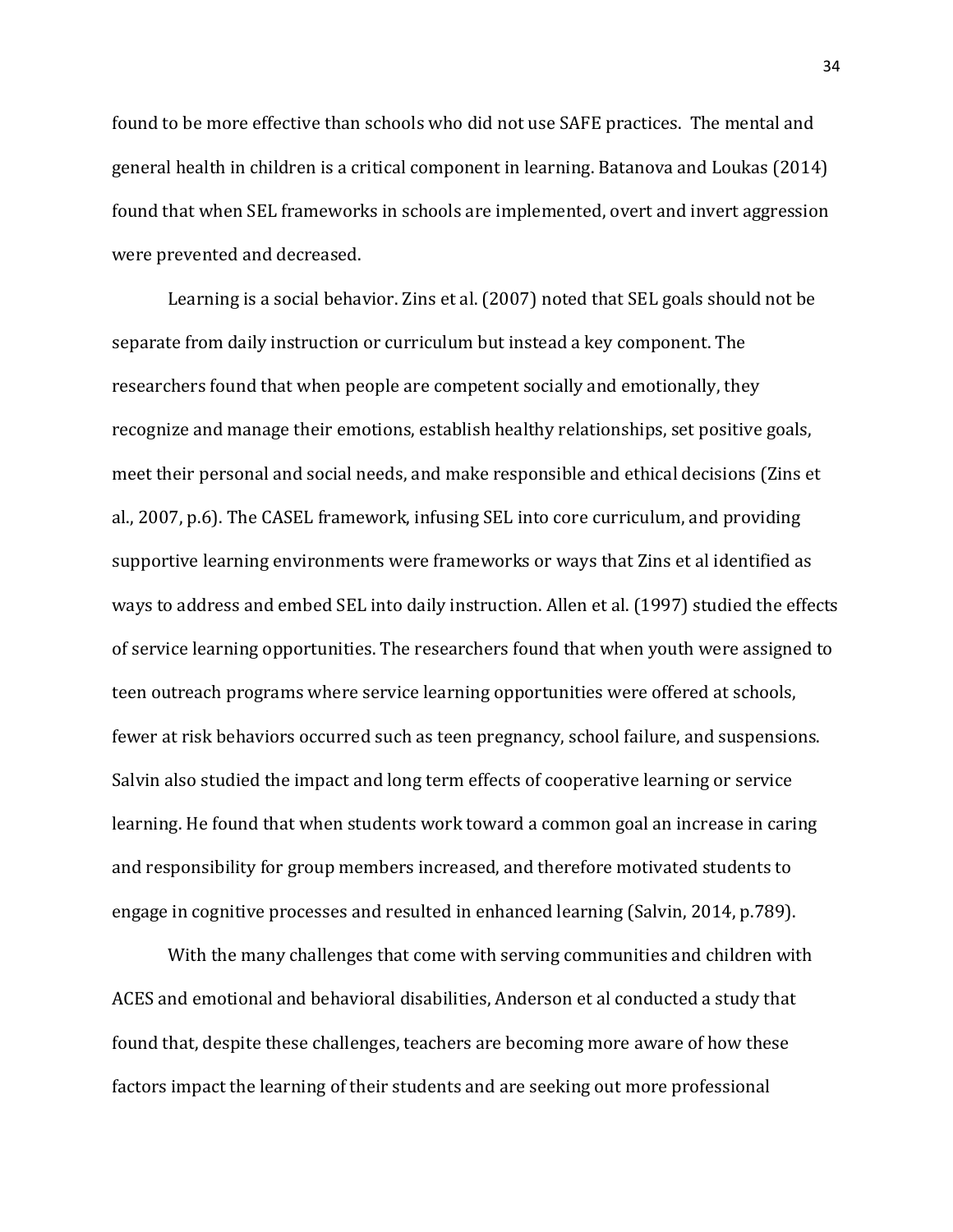found to be more effective than schools who did not use SAFE practices. The mental and general health in children is a critical component in learning. Batanova and Loukas (2014) found that when SEL frameworks in schools are implemented, overt and invert aggression were prevented and decreased.

Learning is a social behavior. Zins et al. (2007) noted that SEL goals should not be separate from daily instruction or curriculum but instead a key component. The researchers found that when people are competent socially and emotionally, they recognize and manage their emotions, establish healthy relationships, set positive goals, meet their personal and social needs, and make responsible and ethical decisions (Zins et al., 2007, p.6). The CASEL framework, infusing SEL into core curriculum, and providing supportive learning environments were frameworks or ways that Zins et al identified as ways to address and embed SEL into daily instruction. Allen et al. (1997) studied the effects of service learning opportunities. The researchers found that when youth were assigned to teen outreach programs where service learning opportunities were offered at schools, fewer at risk behaviors occurred such as teen pregnancy, school failure, and suspensions. Salvin also studied the impact and long term effects of cooperative learning or service learning. He found that when students work toward a common goal an increase in caring and responsibility for group members increased, and therefore motivated students to engage in cognitive processes and resulted in enhanced learning (Salvin, 2014, p.789).

With the many challenges that come with serving communities and children with ACES and emotional and behavioral disabilities, Anderson et al conducted a study that found that, despite these challenges, teachers are becoming more aware of how these factors impact the learning of their students and are seeking out more professional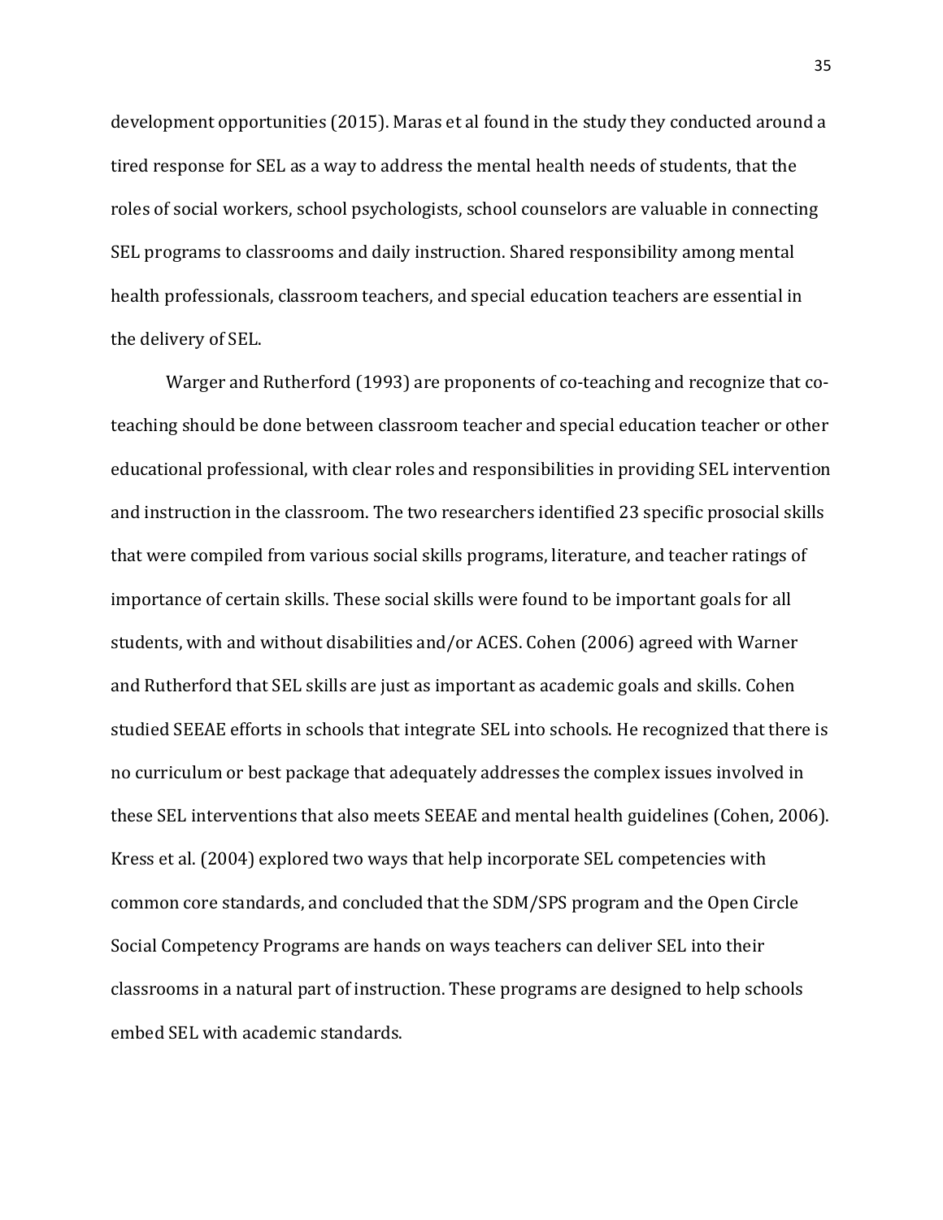development opportunities (2015). Maras et al found in the study they conducted around a tired response for SEL as a way to address the mental health needs of students, that the roles of social workers, school psychologists, school counselors are valuable in connecting SEL programs to classrooms and daily instruction. Shared responsibility among mental health professionals, classroom teachers, and special education teachers are essential in the delivery of SEL.

Warger and Rutherford (1993) are proponents of co-teaching and recognize that co-teaching should be done between classroom teacher and special education teacher or other educational professional, with clear roles and responsibilities in providing SEL intervention and instruction in the classroom. The two researchers identified 23 specific prosocial skills that were compiled from various social skills programs, literature, and teacher ratings of importance of certain skills. These social skills were found to be important goals for all students, with and without disabilities and/or ACES. Cohen (2006) agreed with Warner and Rutherford that SEL skills are just as important as academic goals and skills. Cohen studied SEEAE efforts in schools that integrate SEL into schools. He recognized that there is no curriculum or best package that adequately addresses the complex issues involved in these SEL interventions that also meets SEEAE and mental health guidelines (Cohen, 2006). Kress et al. (2004) explored two ways that help incorporate SEL competencies with common core standards, and concluded that the SDM/SPS program and the Open Circle Social Competency Programs are hands on ways teachers can deliver SEL into their classrooms in a natural part of instruction. These programs are designed to help schools embed SEL with academic standards.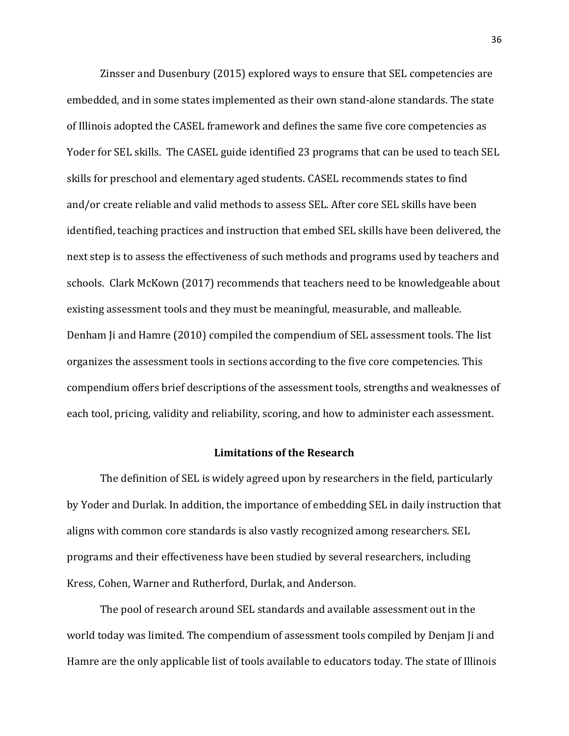Zinsser and Dusenbury (2015) explored ways to ensure that SEL competencies are embedded, and in some states implemented as their own stand-alone standards. The state of Illinois adopted the CASEL framework and defines the same five core competencies as Yoder for SEL skills. The CASEL guide identified 23 programs that can be used to teach SEL skills for preschool and elementary aged students. CASEL recommends states to find and/or create reliable and valid methods to assess SEL. After core SEL skills have been identified, teaching practices and instruction that embed SEL skills have been delivered, the next step is to assess the effectiveness of such methods and programs used by teachers and schools. Clark McKown (2017) recommends that teachers need to be knowledgeable about existing assessment tools and they must be meaningful, measurable, and malleable. Denham Ji and Hamre (2010) compiled the compendium of SEL assessment tools. The list organizes the assessment tools in sections according to the five core competencies. This compendium offers brief descriptions of the assessment tools, strengths and weaknesses of each tool, pricing, validity and reliability, scoring, and how to administer each assessment.

## Limitations of the Research

The definition of SEL is widely agreed upon by researchers in the field, particularly by Yoder and Durlak. In addition, the importance of embedding SEL in daily instruction that aligns with common core standards is also vastly recognized among researchers. SEL programs and their effectiveness have been studied by several researchers, including Kress, Cohen, Warner and Rutherford, Durlak, and Anderson.

The pool of research around SEL standards and available assessment out in the world today was limited. The compendium of assessment tools compiled by Denjam Ji and Hamre are the only applicable list of tools available to educators today. The state of Illinois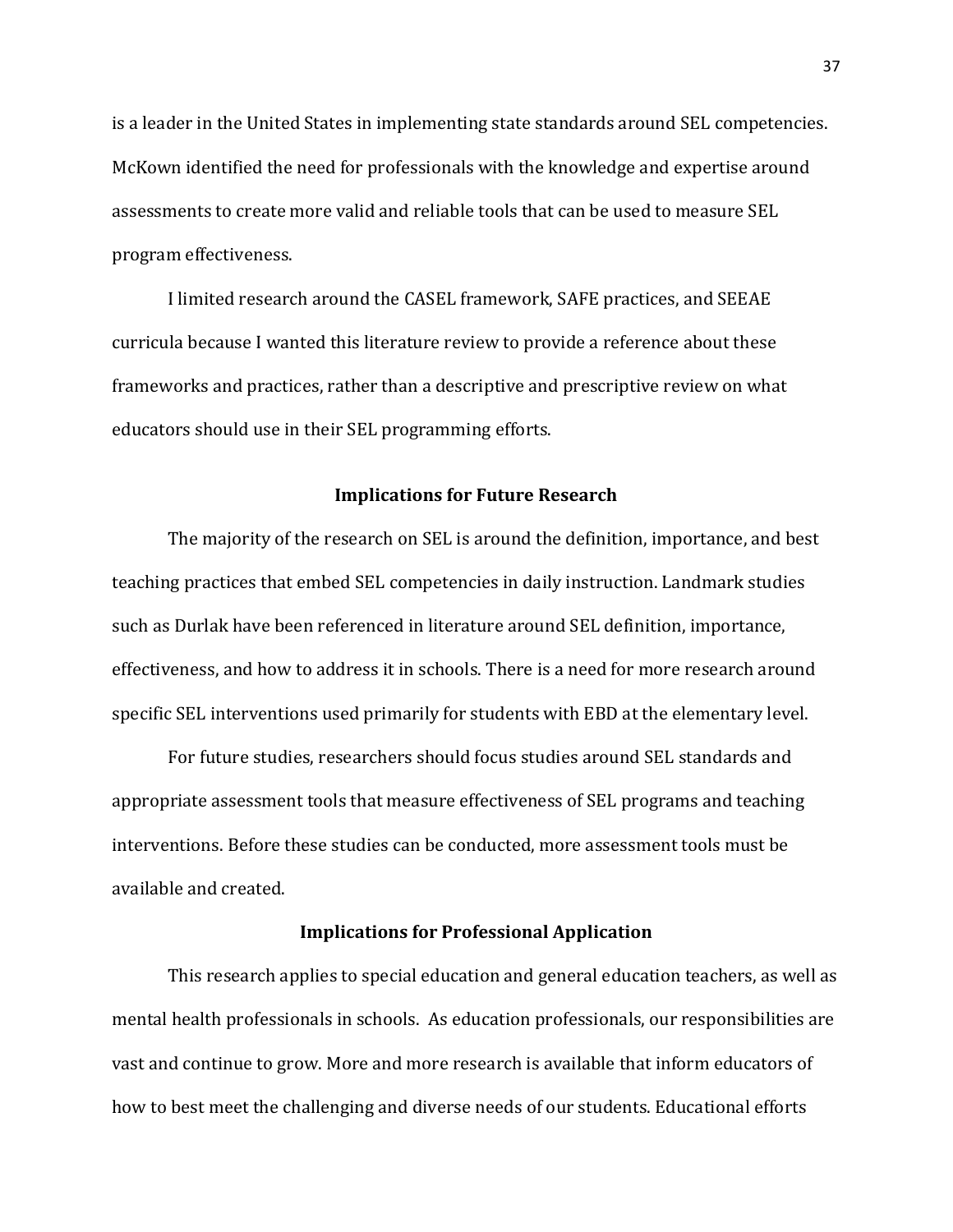is a leader in the United States in implementing state standards around SEL competencies. McKown identified the need for professionals with the knowledge and expertise around assessments to create more valid and reliable tools that can be used to measure SEL program effectiveness.

I limited research around the CASEL framework, SAFE practices, and SEEAE curricula because I wanted this literature review to provide a reference about these frameworks and practices, rather than a descriptive and prescriptive review on what educators should use in their SEL programming efforts.

## Implications for Future Research

The majority of the research on SEL is around the definition, importance, and best teaching practices that embed SEL competencies in daily instruction. Landmark studies such as Durlak have been referenced in literature around SEL definition, importance, effectiveness, and how to address it in schools. There is a need for more research around specific SEL interventions used primarily for students with EBD at the elementary level.

For future studies, researchers should focus studies around SEL standards and appropriate assessment tools that measure effectiveness of SEL programs and teaching interventions. Before these studies can be conducted, more assessment tools must be available and created.

## Implications for Professional Application

This research applies to special education and general education teachers, as well as mental health professionals in schools. As education professionals, our responsibilities are vast and continue to grow. More and more research is available that inform educators of how to best meet the challenging and diverse needs of our students. Educational efforts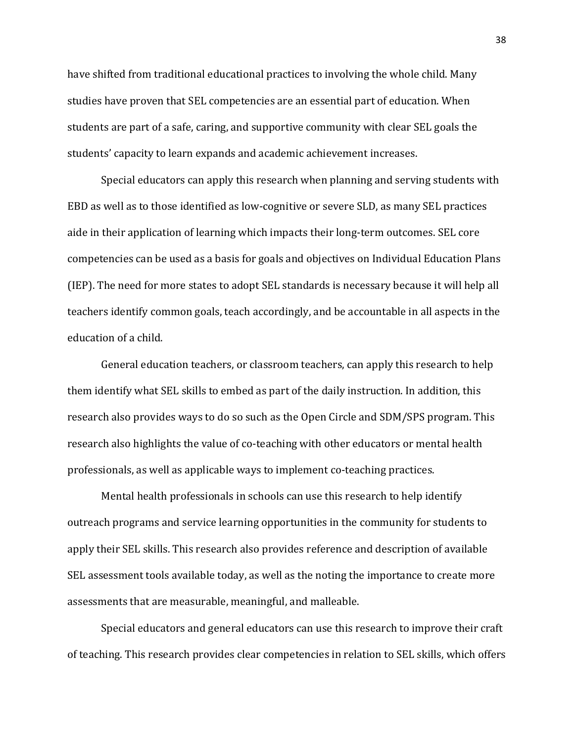have shifted from traditional educational practices to involving the whole child. Many studies have proven that SEL competencies are an essential part of education. When students are part of a safe, caring, and supportive community with clear SEL goals the students' capacity to learn expands and academic achievement increases.

Special educators can apply this research when planning and serving students with EBD as well as to those identified as low-cognitive or severe SLD, as many SEL practices aide in their application of learning which impacts their long-term outcomes. SEL core competencies can be used as a basis for goals and objectives on Individual Education Plans (IEP). The need for more states to adopt SEL standards is necessary because it will help all teachers identify common goals, teach accordingly, and be accountable in all aspects in the education of a child.

General education teachers, or classroom teachers, can apply this research to help them identify what SEL skills to embed as part of the daily instruction. In addition, this research also provides ways to do so such as the Open Circle and SDM/SPS program. This research also highlights the value of co-teaching with other educators or mental health professionals, as well as applicable ways to implement co-teaching practices.

Mental health professionals in schools can use this research to help identify outreach programs and service learning opportunities in the community for students to apply their SEL skills. This research also provides reference and description of available SEL assessment tools available today, as well as the noting the importance to create more assessments that are measurable, meaningful, and malleable.

Special educators and general educators can use this research to improve their craft of teaching. This research provides clear competencies in relation to SEL skills, which offers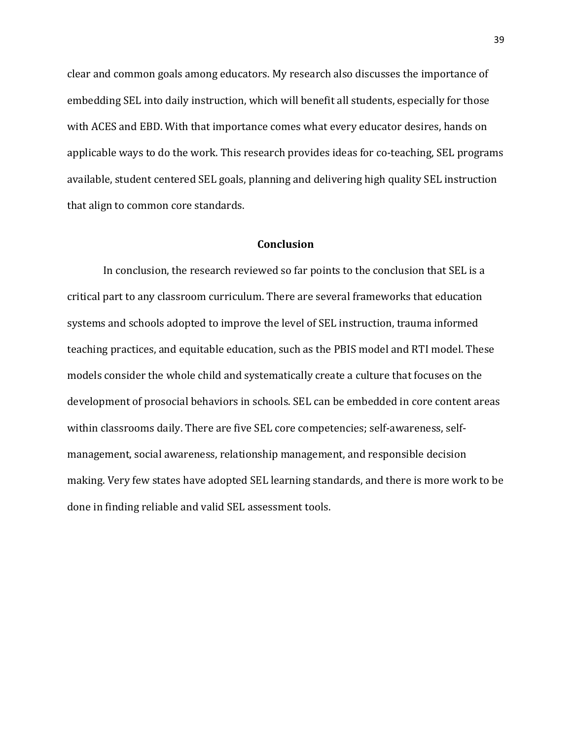clear and common goals among educators. My research also discusses the importance of embedding SEL into daily instruction, which will benefit all students, especially for those with ACES and EBD. With that importance comes what every educator desires, hands on applicable ways to do the work. This research provides ideas for co-teaching, SEL programs available, student centered SEL goals, planning and delivering high quality SEL instruction that align to common core standards.

## Conclusion

In conclusion, the research reviewed so far points to the conclusion that SEL is a critical part to any classroom curriculum. There are several frameworks that education systems and schools adopted to improve the level of SEL instruction, trauma informed teaching practices, and equitable education, such as the PBIS model and RTI model. These models consider the whole child and systematically create a culture that focuses on the development of prosocial behaviors in schools. SEL can be embedded in core content areas within classrooms daily. There are five SEL core competencies; self-awareness, self-management, social awareness, relationship management, and responsible decision making. Very few states have adopted SEL learning standards, and there is more work to be done in finding reliable and valid SEL assessment tools.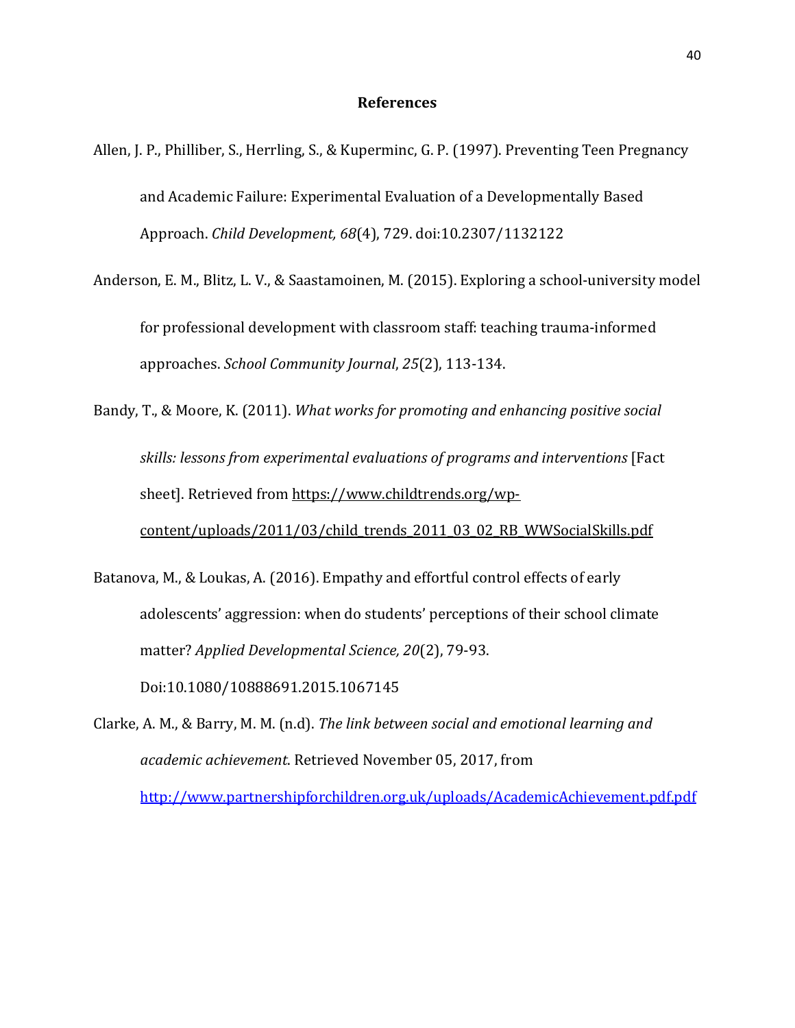# References

Allen, J. P., Philliber, S., Herrling, S., & Kuperminc, G. P. (1997). Preventing Teen Pregnancy and Academic Failure: Experimental Evaluation of a Developmentally Based Approach. *Child Development, 68*(4), 729. doi:10.2307/1132122

Anderson, E. M., Blitz, L. V., & Saastamoinen, M. (2015). Exploring a school-university model for professional development with classroom staff: teaching trauma-informed approaches. *School Community Journal*, *25*(2), 113-134.

Bandy, T., & Moore, K. (2011). *What works for promoting and enhancing positive social skills: lessons from experimental evaluations of programs and interventions* [Fact sheet]. Retrieved from https://www.childtrends.org/wp-content/uploads/2011/03/child_trends_2011_03_02_RB_WWSocialSkills.pdf

Batanova, M., & Loukas, A. (2016). Empathy and effortful control effects of early adolescents' aggression: when do students' perceptions of their school climate matter? *Applied Developmental Science, 20*(2), 79-93. Doi:10.1080/10888691.2015.1067145

Clarke, A. M., & Barry, M. M. (n.d). *The link between social and emotional learning and academic achievement.* Retrieved November 05, 2017, from http://www.partnershipforchildren.org.uk/uploads/AcademicAchievement.pdf.pdf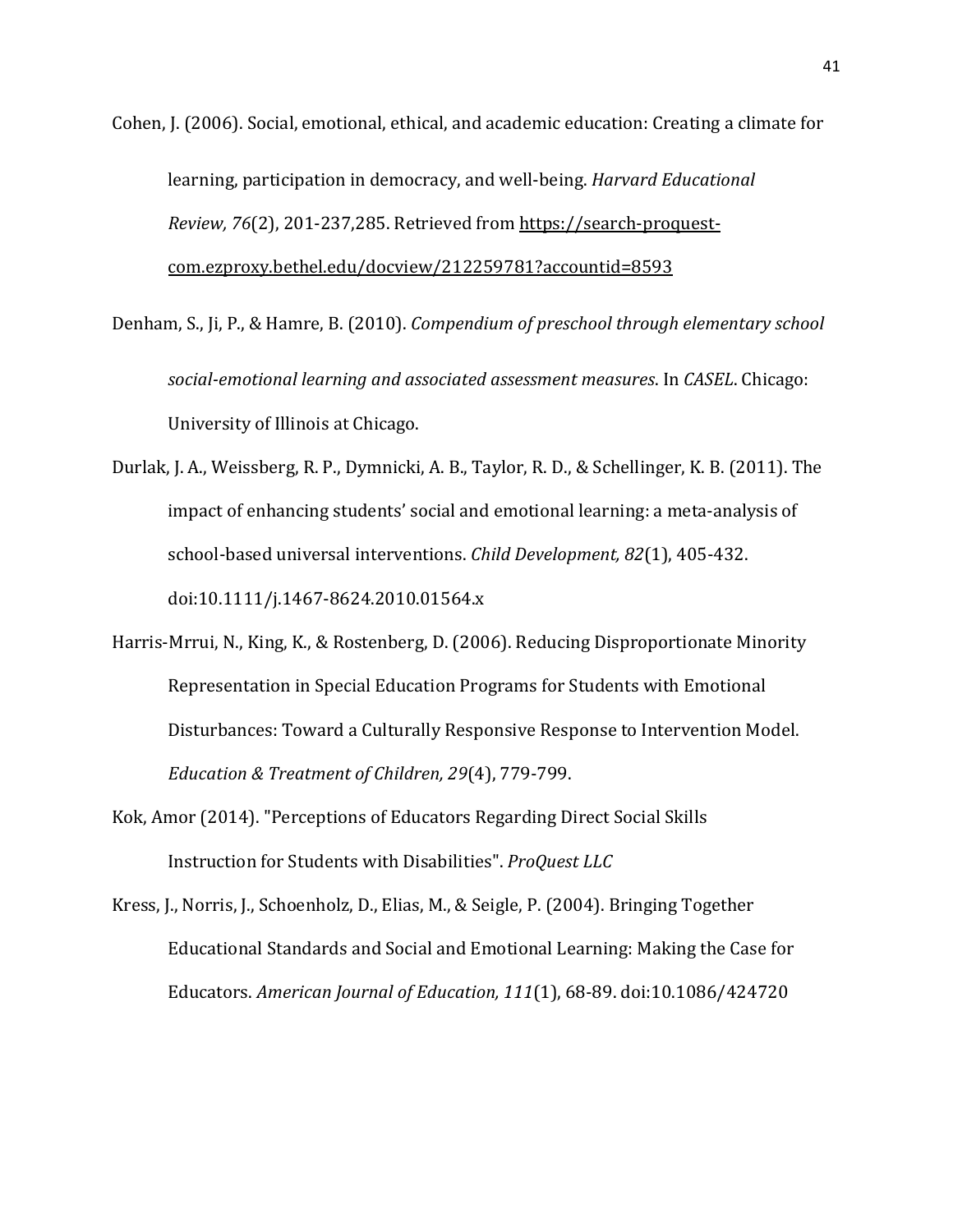Cohen, J. (2006). Social, emotional, ethical, and academic education: Creating a climate for learning, participation in democracy, and well-being. *Harvard Educational Review, 76*(2), 201-237,285. Retrieved from https://search-proquest-com.ezproxy.bethel.edu/docview/212259781?accountid=8593

Denham, S., Ji, P., & Hamre, B. (2010). *Compendium of preschool through elementary school social-emotional learning and associated assessment measures*. In *CASEL*. Chicago: University of Illinois at Chicago.

Durlak, J. A., Weissberg, R. P., Dymnicki, A. B., Taylor, R. D., & Schellinger, K. B. (2011). The impact of enhancing students' social and emotional learning: a meta-analysis of school-based universal interventions. *Child Development, 82*(1), 405-432. doi:10.1111/j.1467-8624.2010.01564.x

Harris-Mrrui, N., King, K., & Rostenberg, D. (2006). Reducing Disproportionate Minority Representation in Special Education Programs for Students with Emotional Disturbances: Toward a Culturally Responsive Response to Intervention Model. *Education & Treatment of Children, 29*(4), 779-799.

Kok, Amor (2014). "Perceptions of Educators Regarding Direct Social Skills Instruction for Students with Disabilities". *ProQuest LLC*

Kress, J., Norris, J., Schoenholz, D., Elias, M., & Seigle, P. (2004). Bringing Together Educational Standards and Social and Emotional Learning: Making the Case for Educators. *American Journal of Education, 111*(1), 68-89. doi:10.1086/424720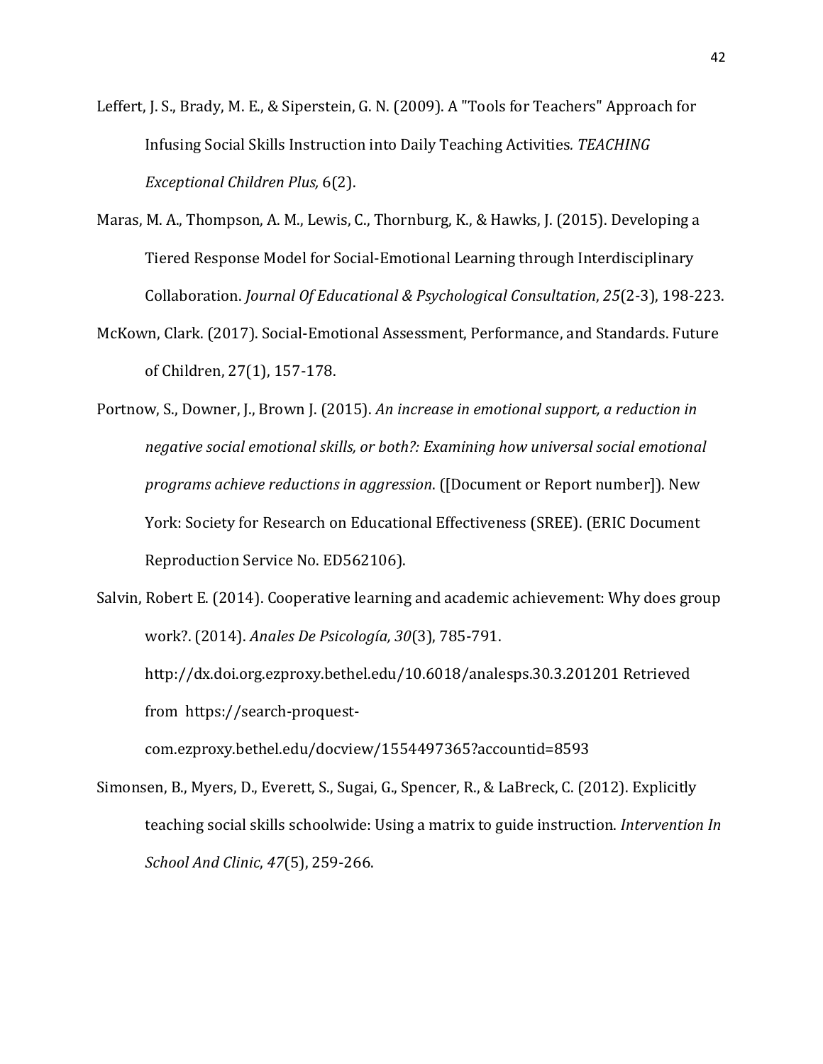Leffert, J. S., Brady, M. E., & Siperstein, G. N. (2009). A "Tools for Teachers" Approach for Infusing Social Skills Instruction into Daily Teaching Activities*. TEACHING Exceptional Children Plus,* 6(2).

Maras, M. A., Thompson, A. M., Lewis, C., Thornburg, K., & Hawks, J. (2015). Developing a Tiered Response Model for Social-Emotional Learning through Interdisciplinary Collaboration. *Journal Of Educational & Psychological Consultation*, *25*(2-3), 198-223.

McKown, Clark. (2017). Social-Emotional Assessment, Performance, and Standards. Future of Children, 27(1), 157-178.

Portnow, S., Downer, J., Brown J. (2015). *An increase in emotional support, a reduction in negative social emotional skills, or both?: Examining how universal social emotional programs achieve reductions in aggression*. ([Document or Report number]). New York: Society for Research on Educational Effectiveness (SREE). (ERIC Document Reproduction Service No. ED562106).

Salvin, Robert E. (2014). Cooperative learning and academic achievement: Why does group work?. (2014). *Anales De Psicología, 30*(3), 785-791. http://dx.doi.org.ezproxy.bethel.edu/10.6018/analesps.30.3.201201 Retrieved from https://search-proquest-com.ezproxy.bethel.edu/docview/1554497365?accountid=8593

Simonsen, B., Myers, D., Everett, S., Sugai, G., Spencer, R., & LaBreck, C. (2012). Explicitly teaching social skills schoolwide: Using a matrix to guide instruction. *Intervention In School And Clinic*, *47*(5), 259-266.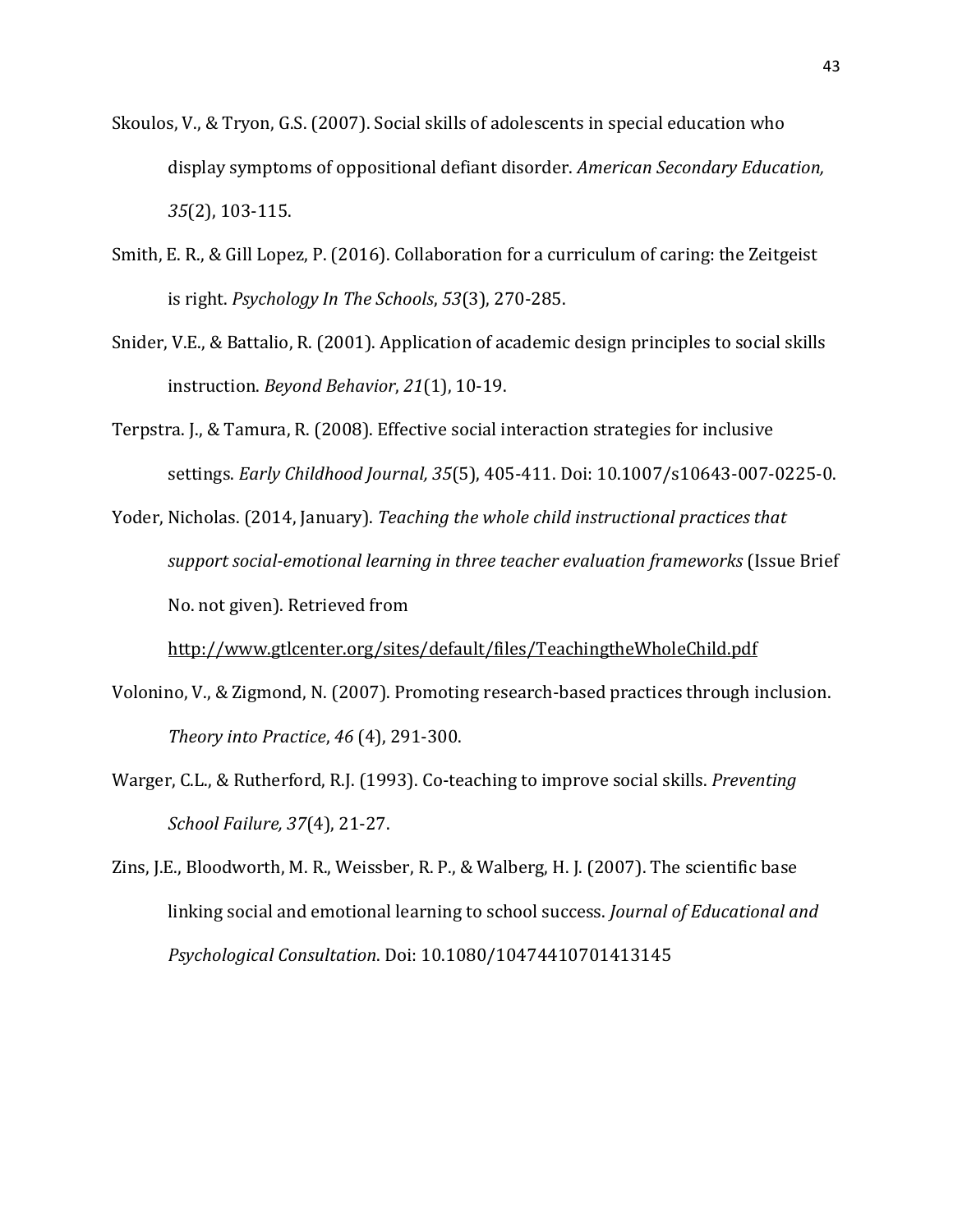Skoulos, V., & Tryon, G.S. (2007). Social skills of adolescents in special education who display symptoms of oppositional defiant disorder. *American Secondary Education, 35*(2), 103-115.

Smith, E. R., & Gill Lopez, P. (2016). Collaboration for a curriculum of caring: the Zeitgeist is right. *Psychology In The Schools*, *53*(3), 270-285.

Snider, V.E., & Battalio, R. (2001). Application of academic design principles to social skills instruction. *Beyond Behavior*, *21*(1), 10-19.

Terpstra. J., & Tamura, R. (2008). Effective social interaction strategies for inclusive settings. *Early Childhood Journal, 35*(5), 405-411. Doi: 10.1007/s10643-007-0225-0.

Yoder, Nicholas. (2014, January). *Teaching the whole child instructional practices that support social-emotional learning in three teacher evaluation frameworks* (Issue Brief No. not given). Retrieved from http://www.gtlcenter.org/sites/default/files/TeachingtheWholeChild.pdf

Volonino, V., & Zigmond, N. (2007). Promoting research-based practices through inclusion. *Theory into Practice*, *46* (4), 291-300.

Warger, C.L., & Rutherford, R.J. (1993). Co-teaching to improve social skills. *Preventing School Failure, 37*(4), 21-27.

Zins, J.E., Bloodworth, M. R., Weissber, R. P., & Walberg, H. J. (2007). The scientific base linking social and emotional learning to school success. *Journal of Educational and Psychological Consultation*. Doi: 10.1080/10474410701413145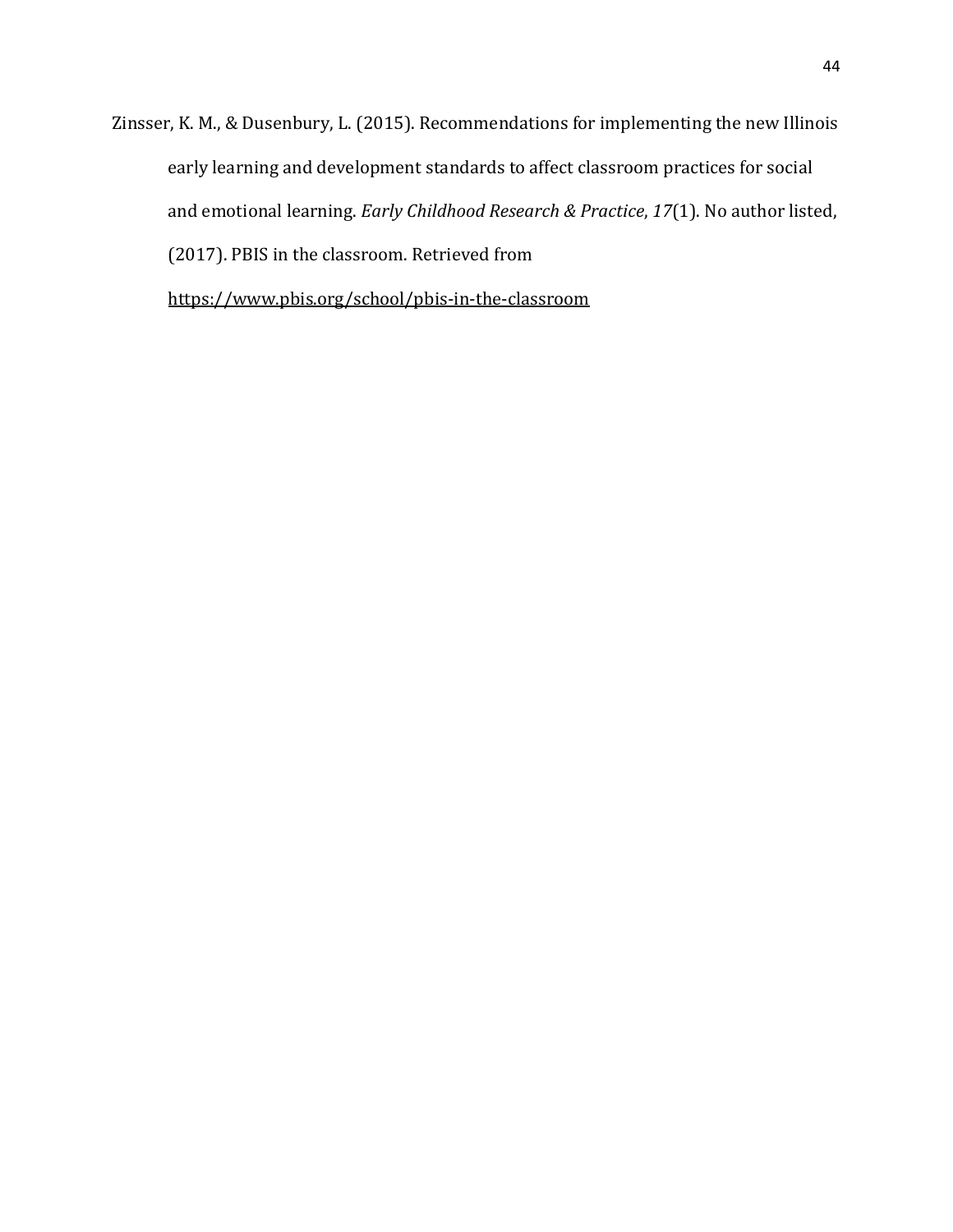Zinsser, K. M., & Dusenbury, L. (2015). Recommendations for implementing the new Illinois early learning and development standards to affect classroom practices for social and emotional learning. *Early Childhood Research & Practice*, *17*(1). No author listed, (2017). PBIS in the classroom. Retrieved from https://www.pbis.org/school/pbis-in-the-classroom